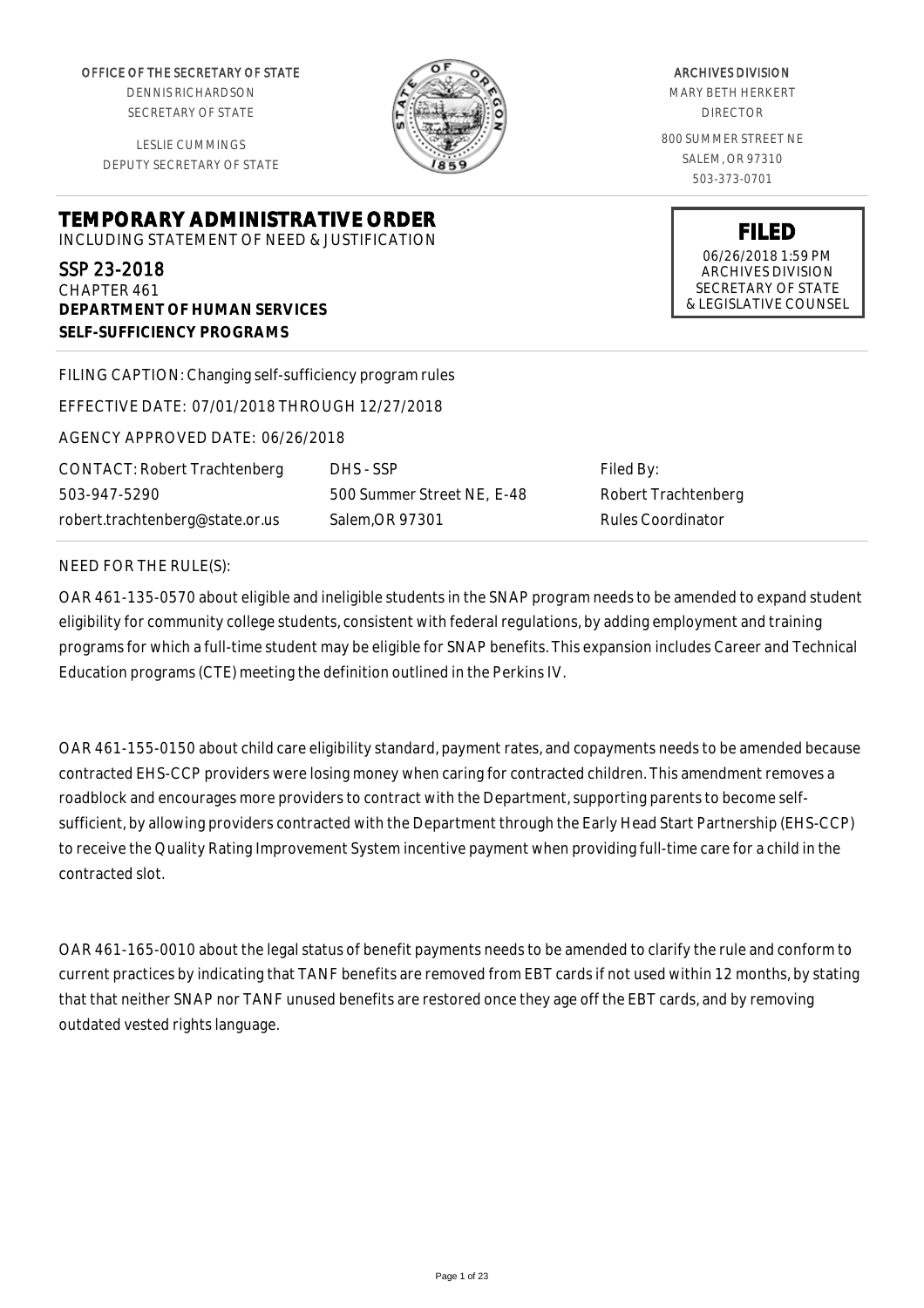OFFICE OF THE SECRETARY OF STATE
DENNIS RICHARDSON
SECRETARY OF STATE

LESLIE CUMMINGS
DEPUTY SECRETARY OF STATE

ARCHIVES DIVISION
MARY BETH HERKERT
DIRECTOR

800 SUMMER STREET NE
SALEM, OR 97310
503-373-0701

**FILED**
06/26/2018 1:59 PM
ARCHIVES DIVISION
SECRETARY OF STATE
& LEGISLATIVE COUNSEL

# TEMPORARY ADMINISTRATIVE ORDER

INCLUDING STATEMENT OF NEED & JUSTIFICATION

## SSP 23-2018

CHAPTER 461
**DEPARTMENT OF HUMAN SERVICES**
**SELF-SUFFICIENCY PROGRAMS**

FILING CAPTION: Changing self-sufficiency program rules

EFFECTIVE DATE: 07/01/2018 THROUGH 12/27/2018

AGENCY APPROVED DATE: 06/26/2018

| CONTACT: Robert Trachtenberg | DHS - SSP | Filed By: |
|---|---|---|
| 503-947-5290 | 500 Summer Street NE, E-48 | Robert Trachtenberg |
| robert.trachtenberg@state.or.us | Salem,OR 97301 | Rules Coordinator |

NEED FOR THE RULE(S):

OAR 461-135-0570 about eligible and ineligible students in the SNAP program needs to be amended to expand student eligibility for community college students, consistent with federal regulations, by adding employment and training programs for which a full-time student may be eligible for SNAP benefits. This expansion includes Career and Technical Education programs (CTE) meeting the definition outlined in the Perkins IV.

OAR 461-155-0150 about child care eligibility standard, payment rates, and copayments needs to be amended because contracted EHS-CCP providers were losing money when caring for contracted children. This amendment removes a roadblock and encourages more providers to contract with the Department, supporting parents to become self-sufficient, by allowing providers contracted with the Department through the Early Head Start Partnership (EHS-CCP) to receive the Quality Rating Improvement System incentive payment when providing full-time care for a child in the contracted slot.

OAR 461-165-0010 about the legal status of benefit payments needs to be amended to clarify the rule and conform to current practices by indicating that TANF benefits are removed from EBT cards if not used within 12 months, by stating that that neither SNAP nor TANF unused benefits are restored once they age off the EBT cards, and by removing outdated vested rights language.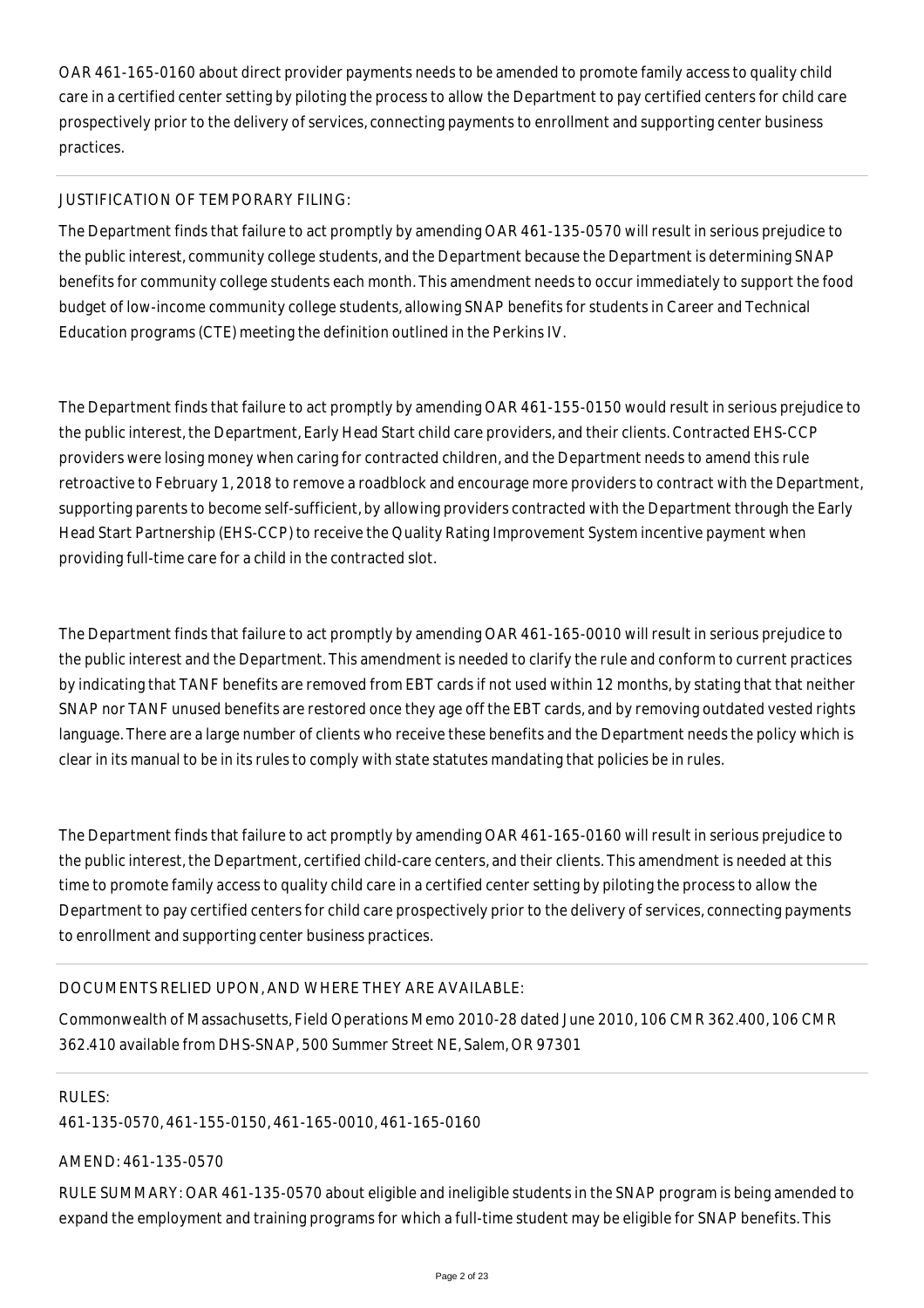OAR 461-165-0160 about direct provider payments needs to be amended to promote family access to quality child care in a certified center setting by piloting the process to allow the Department to pay certified centers for child care prospectively prior to the delivery of services, connecting payments to enrollment and supporting center business practices.

JUSTIFICATION OF TEMPORARY FILING:

The Department finds that failure to act promptly by amending OAR 461-135-0570 will result in serious prejudice to the public interest, community college students, and the Department because the Department is determining SNAP benefits for community college students each month. This amendment needs to occur immediately to support the food budget of low-income community college students, allowing SNAP benefits for students in Career and Technical Education programs (CTE) meeting the definition outlined in the Perkins IV.

The Department finds that failure to act promptly by amending OAR 461-155-0150 would result in serious prejudice to the public interest, the Department, Early Head Start child care providers, and their clients. Contracted EHS-CCP providers were losing money when caring for contracted children, and the Department needs to amend this rule retroactive to February 1, 2018 to remove a roadblock and encourage more providers to contract with the Department, supporting parents to become self-sufficient, by allowing providers contracted with the Department through the Early Head Start Partnership (EHS-CCP) to receive the Quality Rating Improvement System incentive payment when providing full-time care for a child in the contracted slot.

The Department finds that failure to act promptly by amending OAR 461-165-0010 will result in serious prejudice to the public interest and the Department. This amendment is needed to clarify the rule and conform to current practices by indicating that TANF benefits are removed from EBT cards if not used within 12 months, by stating that that neither SNAP nor TANF unused benefits are restored once they age off the EBT cards, and by removing outdated vested rights language. There are a large number of clients who receive these benefits and the Department needs the policy which is clear in its manual to be in its rules to comply with state statutes mandating that policies be in rules.

The Department finds that failure to act promptly by amending OAR 461-165-0160 will result in serious prejudice to the public interest, the Department, certified child-care centers, and their clients. This amendment is needed at this time to promote family access to quality child care in a certified center setting by piloting the process to allow the Department to pay certified centers for child care prospectively prior to the delivery of services, connecting payments to enrollment and supporting center business practices.

DOCUMENTS RELIED UPON, AND WHERE THEY ARE AVAILABLE:

Commonwealth of Massachusetts, Field Operations Memo 2010-28 dated June 2010, 106 CMR 362.400, 106 CMR 362.410 available from DHS-SNAP, 500 Summer Street NE, Salem, OR 97301

RULES:

461-135-0570, 461-155-0150, 461-165-0010, 461-165-0160

AMEND: 461-135-0570

RULE SUMMARY: OAR 461-135-0570 about eligible and ineligible students in the SNAP program is being amended to expand the employment and training programs for which a full-time student may be eligible for SNAP benefits. This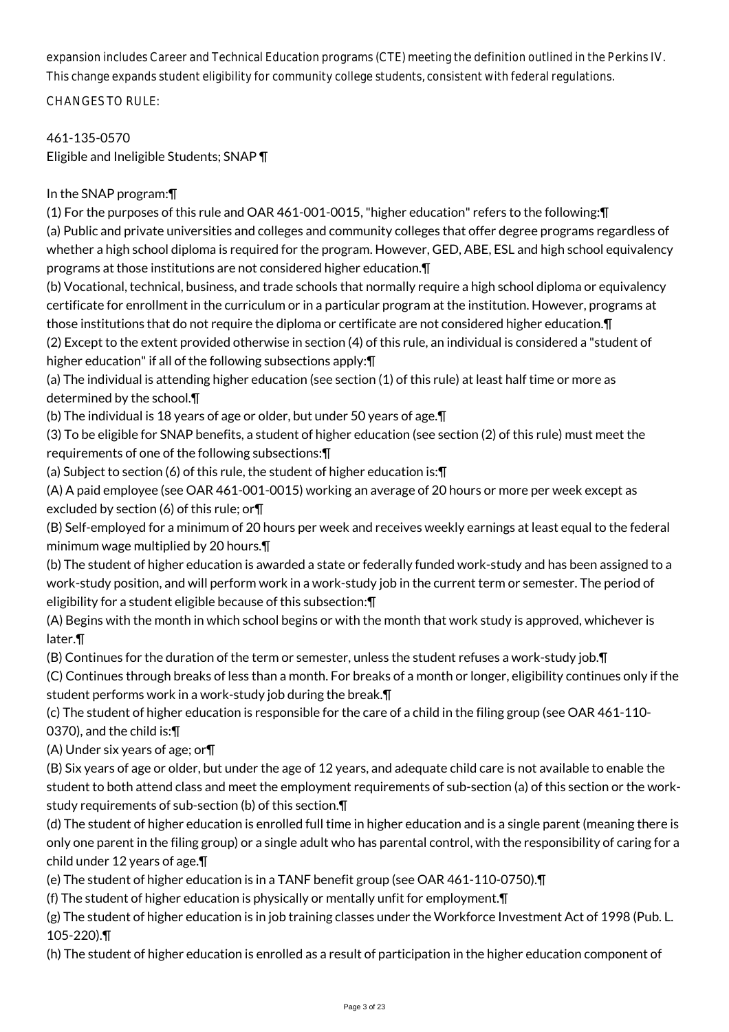expansion includes Career and Technical Education programs (CTE) meeting the definition outlined in the Perkins IV. This change expands student eligibility for community college students, consistent with federal regulations.

CHANGES TO RULE:

461-135-0570
Eligible and Ineligible Students; SNAP ¶

In the SNAP program:¶

(1) For the purposes of this rule and OAR 461-001-0015, "higher education" refers to the following:¶
(a) Public and private universities and colleges and community colleges that offer degree programs regardless of whether a high school diploma is required for the program. However, GED, ABE, ESL and high school equivalency programs at those institutions are not considered higher education.¶
(b) Vocational, technical, business, and trade schools that normally require a high school diploma or equivalency certificate for enrollment in the curriculum or in a particular program at the institution. However, programs at those institutions that do not require the diploma or certificate are not considered higher education.¶
(2) Except to the extent provided otherwise in section (4) of this rule, an individual is considered a "student of higher education" if all of the following subsections apply:¶
(a) The individual is attending higher education (see section (1) of this rule) at least half time or more as determined by the school.¶
(b) The individual is 18 years of age or older, but under 50 years of age.¶
(3) To be eligible for SNAP benefits, a student of higher education (see section (2) of this rule) must meet the requirements of one of the following subsections:¶
(a) Subject to section (6) of this rule, the student of higher education is:¶
(A) A paid employee (see OAR 461-001-0015) working an average of 20 hours or more per week except as excluded by section (6) of this rule; or¶
(B) Self-employed for a minimum of 20 hours per week and receives weekly earnings at least equal to the federal minimum wage multiplied by 20 hours.¶
(b) The student of higher education is awarded a state or federally funded work-study and has been assigned to a work-study position, and will perform work in a work-study job in the current term or semester. The period of eligibility for a student eligible because of this subsection:¶
(A) Begins with the month in which school begins or with the month that work study is approved, whichever is later.¶
(B) Continues for the duration of the term or semester, unless the student refuses a work-study job.¶
(C) Continues through breaks of less than a month. For breaks of a month or longer, eligibility continues only if the student performs work in a work-study job during the break.¶
(c) The student of higher education is responsible for the care of a child in the filing group (see OAR 461-110-0370), and the child is:¶
(A) Under six years of age; or¶
(B) Six years of age or older, but under the age of 12 years, and adequate child care is not available to enable the student to both attend class and meet the employment requirements of sub-section (a) of this section or the work-study requirements of sub-section (b) of this section.¶
(d) The student of higher education is enrolled full time in higher education and is a single parent (meaning there is only one parent in the filing group) or a single adult who has parental control, with the responsibility of caring for a child under 12 years of age.¶
(e) The student of higher education is in a TANF benefit group (see OAR 461-110-0750).¶
(f) The student of higher education is physically or mentally unfit for employment.¶
(g) The student of higher education is in job training classes under the Workforce Investment Act of 1998 (Pub. L. 105-220).¶
(h) The student of higher education is enrolled as a result of participation in the higher education component of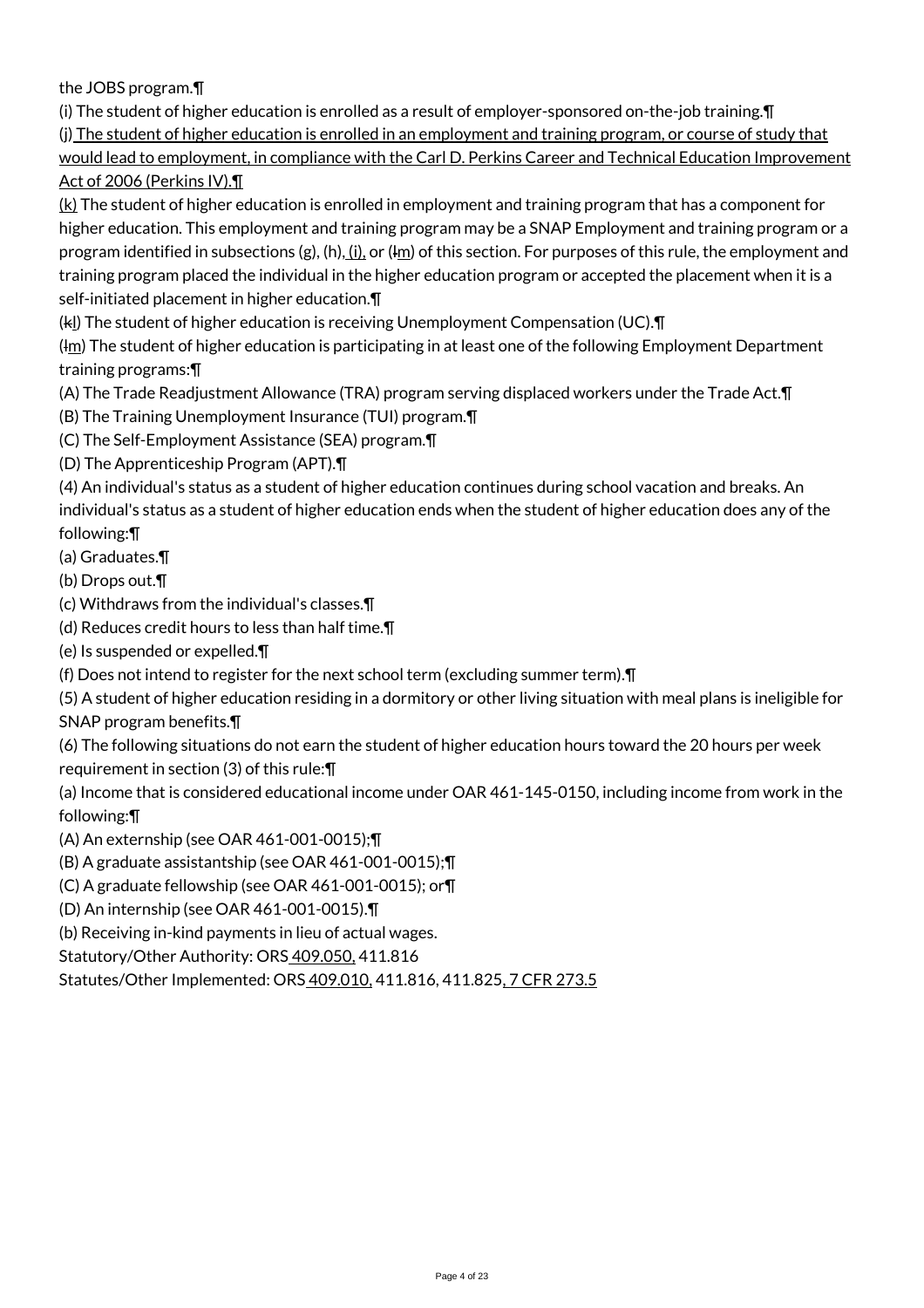the JOBS program.¶

(i) The student of higher education is enrolled as a result of employer-sponsored on-the-job training.¶

(j) The student of higher education is enrolled in an employment and training program, or course of study that would lead to employment, in compliance with the Carl D. Perkins Career and Technical Education Improvement Act of 2006 (Perkins IV).¶

(k) The student of higher education is enrolled in employment and training program that has a component for higher education. This employment and training program may be a SNAP Employment and training program or a program identified in subsections (g), (h), (i), or (lm) of this section. For purposes of this rule, the employment and training program placed the individual in the higher education program or accepted the placement when it is a self-initiated placement in higher education.¶

(kl) The student of higher education is receiving Unemployment Compensation (UC).¶

(lm) The student of higher education is participating in at least one of the following Employment Department training programs:¶

(A) The Trade Readjustment Allowance (TRA) program serving displaced workers under the Trade Act.¶

(B) The Training Unemployment Insurance (TUI) program.¶

(C) The Self-Employment Assistance (SEA) program.¶

(D) The Apprenticeship Program (APT).¶

(4) An individual's status as a student of higher education continues during school vacation and breaks. An individual's status as a student of higher education ends when the student of higher education does any of the following:¶

(a) Graduates.¶

(b) Drops out.¶

(c) Withdraws from the individual's classes.¶

(d) Reduces credit hours to less than half time.¶

(e) Is suspended or expelled.¶

(f) Does not intend to register for the next school term (excluding summer term).¶

(5) A student of higher education residing in a dormitory or other living situation with meal plans is ineligible for SNAP program benefits.¶

(6) The following situations do not earn the student of higher education hours toward the 20 hours per week requirement in section (3) of this rule:¶

(a) Income that is considered educational income under OAR 461-145-0150, including income from work in the following:¶

(A) An externship (see OAR 461-001-0015);¶

(B) A graduate assistantship (see OAR 461-001-0015);¶

(C) A graduate fellowship (see OAR 461-001-0015); or¶

(D) An internship (see OAR 461-001-0015).¶

(b) Receiving in-kind payments in lieu of actual wages.

Statutory/Other Authority: ORS 409.050, 411.816

Statutes/Other Implemented: ORS 409.010, 411.816, 411.825, 7 CFR 273.5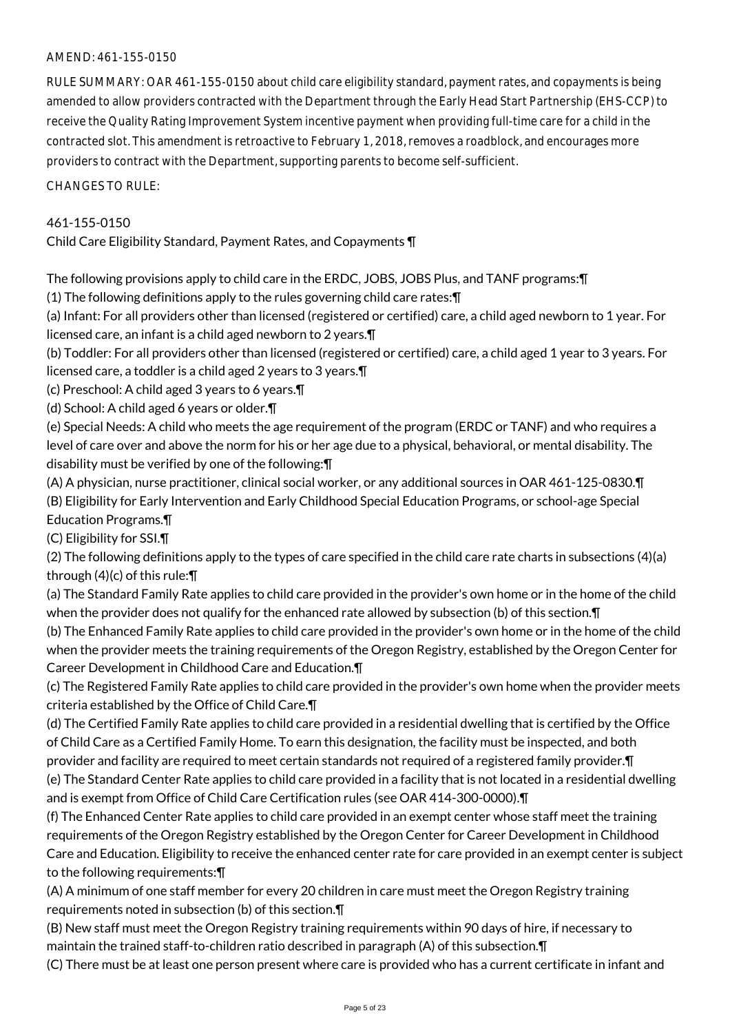AMEND: 461-155-0150

RULE SUMMARY: OAR 461-155-0150 about child care eligibility standard, payment rates, and copayments is being amended to allow providers contracted with the Department through the Early Head Start Partnership (EHS-CCP) to receive the Quality Rating Improvement System incentive payment when providing full-time care for a child in the contracted slot. This amendment is retroactive to February 1, 2018, removes a roadblock, and encourages more providers to contract with the Department, supporting parents to become self-sufficient.

CHANGES TO RULE:

461-155-0150

Child Care Eligibility Standard, Payment Rates, and Copayments ¶

The following provisions apply to child care in the ERDC, JOBS, JOBS Plus, and TANF programs:¶

(1) The following definitions apply to the rules governing child care rates:¶

(a) Infant: For all providers other than licensed (registered or certified) care, a child aged newborn to 1 year. For licensed care, an infant is a child aged newborn to 2 years.¶

(b) Toddler: For all providers other than licensed (registered or certified) care, a child aged 1 year to 3 years. For licensed care, a toddler is a child aged 2 years to 3 years.¶

(c) Preschool: A child aged 3 years to 6 years.¶

(d) School: A child aged 6 years or older.¶

(e) Special Needs: A child who meets the age requirement of the program (ERDC or TANF) and who requires a level of care over and above the norm for his or her age due to a physical, behavioral, or mental disability. The disability must be verified by one of the following:¶

(A) A physician, nurse practitioner, clinical social worker, or any additional sources in OAR 461-125-0830.¶

(B) Eligibility for Early Intervention and Early Childhood Special Education Programs, or school-age Special Education Programs.¶

(C) Eligibility for SSI.¶

(2) The following definitions apply to the types of care specified in the child care rate charts in subsections (4)(a) through (4)(c) of this rule:¶

(a) The Standard Family Rate applies to child care provided in the provider's own home or in the home of the child when the provider does not qualify for the enhanced rate allowed by subsection (b) of this section.¶

(b) The Enhanced Family Rate applies to child care provided in the provider's own home or in the home of the child when the provider meets the training requirements of the Oregon Registry, established by the Oregon Center for Career Development in Childhood Care and Education.¶

(c) The Registered Family Rate applies to child care provided in the provider's own home when the provider meets criteria established by the Office of Child Care.¶

(d) The Certified Family Rate applies to child care provided in a residential dwelling that is certified by the Office of Child Care as a Certified Family Home. To earn this designation, the facility must be inspected, and both provider and facility are required to meet certain standards not required of a registered family provider.¶

(e) The Standard Center Rate applies to child care provided in a facility that is not located in a residential dwelling and is exempt from Office of Child Care Certification rules (see OAR 414-300-0000).¶

(f) The Enhanced Center Rate applies to child care provided in an exempt center whose staff meet the training requirements of the Oregon Registry established by the Oregon Center for Career Development in Childhood Care and Education. Eligibility to receive the enhanced center rate for care provided in an exempt center is subject to the following requirements:¶

(A) A minimum of one staff member for every 20 children in care must meet the Oregon Registry training requirements noted in subsection (b) of this section.¶

(B) New staff must meet the Oregon Registry training requirements within 90 days of hire, if necessary to maintain the trained staff-to-children ratio described in paragraph (A) of this subsection.¶

(C) There must be at least one person present where care is provided who has a current certificate in infant and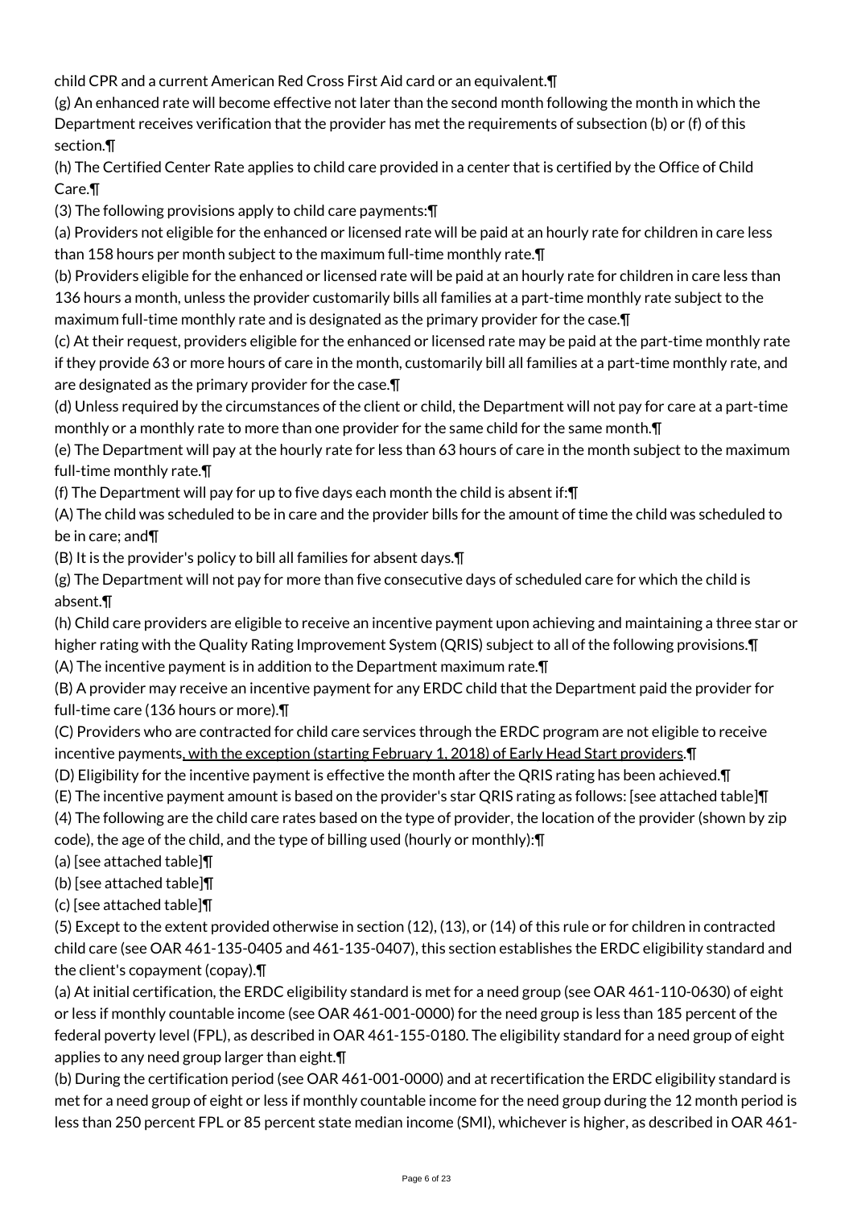child CPR and a current American Red Cross First Aid card or an equivalent.¶

(g) An enhanced rate will become effective not later than the second month following the month in which the Department receives verification that the provider has met the requirements of subsection (b) or (f) of this section.¶

(h) The Certified Center Rate applies to child care provided in a center that is certified by the Office of Child Care.¶

(3) The following provisions apply to child care payments:¶

(a) Providers not eligible for the enhanced or licensed rate will be paid at an hourly rate for children in care less than 158 hours per month subject to the maximum full-time monthly rate.¶

(b) Providers eligible for the enhanced or licensed rate will be paid at an hourly rate for children in care less than 136 hours a month, unless the provider customarily bills all families at a part-time monthly rate subject to the maximum full-time monthly rate and is designated as the primary provider for the case.¶

(c) At their request, providers eligible for the enhanced or licensed rate may be paid at the part-time monthly rate if they provide 63 or more hours of care in the month, customarily bill all families at a part-time monthly rate, and are designated as the primary provider for the case.¶

(d) Unless required by the circumstances of the client or child, the Department will not pay for care at a part-time monthly or a monthly rate to more than one provider for the same child for the same month.¶

(e) The Department will pay at the hourly rate for less than 63 hours of care in the month subject to the maximum full-time monthly rate.¶

(f) The Department will pay for up to five days each month the child is absent if:¶

(A) The child was scheduled to be in care and the provider bills for the amount of time the child was scheduled to be in care; and¶

(B) It is the provider's policy to bill all families for absent days.¶

(g) The Department will not pay for more than five consecutive days of scheduled care for which the child is absent.¶

(h) Child care providers are eligible to receive an incentive payment upon achieving and maintaining a three star or higher rating with the Quality Rating Improvement System (QRIS) subject to all of the following provisions.¶

(A) The incentive payment is in addition to the Department maximum rate.¶

(B) A provider may receive an incentive payment for any ERDC child that the Department paid the provider for full-time care (136 hours or more).¶

(C) Providers who are contracted for child care services through the ERDC program are not eligible to receive incentive payments, with the exception (starting February 1, 2018) of Early Head Start providers.¶

(D) Eligibility for the incentive payment is effective the month after the QRIS rating has been achieved.¶

(E) The incentive payment amount is based on the provider's star QRIS rating as follows: [see attached table]¶

(4) The following are the child care rates based on the type of provider, the location of the provider (shown by zip code), the age of the child, and the type of billing used (hourly or monthly):¶

(a) [see attached table]¶

(b) [see attached table]¶

(c) [see attached table]¶

(5) Except to the extent provided otherwise in section (12), (13), or (14) of this rule or for children in contracted child care (see OAR 461-135-0405 and 461-135-0407), this section establishes the ERDC eligibility standard and the client's copayment (copay).¶

(a) At initial certification, the ERDC eligibility standard is met for a need group (see OAR 461-110-0630) of eight or less if monthly countable income (see OAR 461-001-0000) for the need group is less than 185 percent of the federal poverty level (FPL), as described in OAR 461-155-0180. The eligibility standard for a need group of eight applies to any need group larger than eight.¶

(b) During the certification period (see OAR 461-001-0000) and at recertification the ERDC eligibility standard is met for a need group of eight or less if monthly countable income for the need group during the 12 month period is less than 250 percent FPL or 85 percent state median income (SMI), whichever is higher, as described in OAR 461-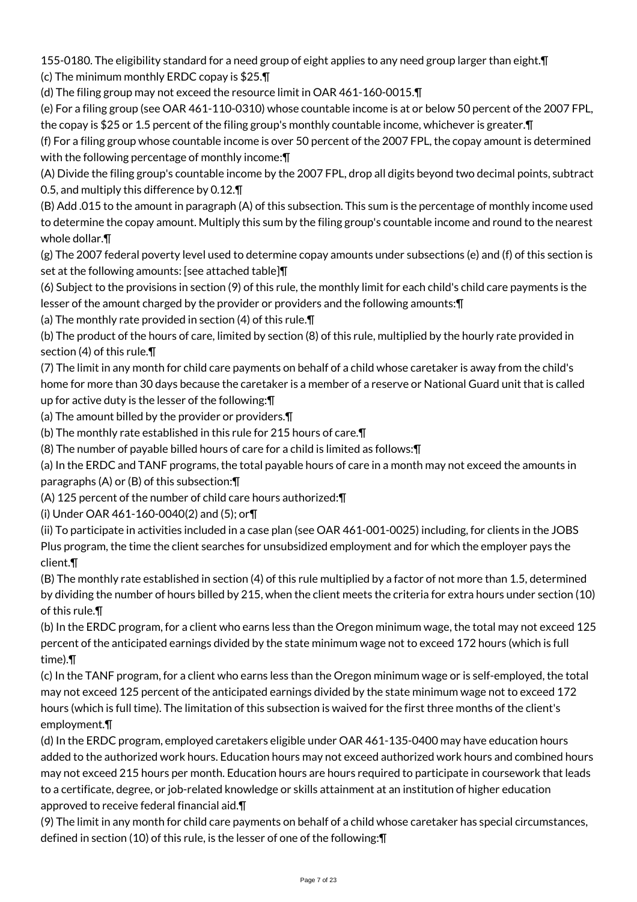155-0180. The eligibility standard for a need group of eight applies to any need group larger than eight.¶
(c) The minimum monthly ERDC copay is $25.¶
(d) The filing group may not exceed the resource limit in OAR 461-160-0015.¶
(e) For a filing group (see OAR 461-110-0310) whose countable income is at or below 50 percent of the 2007 FPL, the copay is $25 or 1.5 percent of the filing group's monthly countable income, whichever is greater.¶
(f) For a filing group whose countable income is over 50 percent of the 2007 FPL, the copay amount is determined with the following percentage of monthly income:¶
(A) Divide the filing group's countable income by the 2007 FPL, drop all digits beyond two decimal points, subtract 0.5, and multiply this difference by 0.12.¶
(B) Add .015 to the amount in paragraph (A) of this subsection. This sum is the percentage of monthly income used to determine the copay amount. Multiply this sum by the filing group's countable income and round to the nearest whole dollar.¶
(g) The 2007 federal poverty level used to determine copay amounts under subsections (e) and (f) of this section is set at the following amounts: [see attached table]¶
(6) Subject to the provisions in section (9) of this rule, the monthly limit for each child's child care payments is the lesser of the amount charged by the provider or providers and the following amounts:¶
(a) The monthly rate provided in section (4) of this rule.¶
(b) The product of the hours of care, limited by section (8) of this rule, multiplied by the hourly rate provided in section (4) of this rule.¶
(7) The limit in any month for child care payments on behalf of a child whose caretaker is away from the child's home for more than 30 days because the caretaker is a member of a reserve or National Guard unit that is called up for active duty is the lesser of the following:¶
(a) The amount billed by the provider or providers.¶
(b) The monthly rate established in this rule for 215 hours of care.¶
(8) The number of payable billed hours of care for a child is limited as follows:¶
(a) In the ERDC and TANF programs, the total payable hours of care in a month may not exceed the amounts in paragraphs (A) or (B) of this subsection:¶
(A) 125 percent of the number of child care hours authorized:¶
(i) Under OAR 461-160-0040(2) and (5); or¶
(ii) To participate in activities included in a case plan (see OAR 461-001-0025) including, for clients in the JOBS Plus program, the time the client searches for unsubsidized employment and for which the employer pays the client.¶
(B) The monthly rate established in section (4) of this rule multiplied by a factor of not more than 1.5, determined by dividing the number of hours billed by 215, when the client meets the criteria for extra hours under section (10) of this rule.¶
(b) In the ERDC program, for a client who earns less than the Oregon minimum wage, the total may not exceed 125 percent of the anticipated earnings divided by the state minimum wage not to exceed 172 hours (which is full time).¶
(c) In the TANF program, for a client who earns less than the Oregon minimum wage or is self-employed, the total may not exceed 125 percent of the anticipated earnings divided by the state minimum wage not to exceed 172 hours (which is full time). The limitation of this subsection is waived for the first three months of the client's employment.¶
(d) In the ERDC program, employed caretakers eligible under OAR 461-135-0400 may have education hours added to the authorized work hours. Education hours may not exceed authorized work hours and combined hours may not exceed 215 hours per month. Education hours are hours required to participate in coursework that leads to a certificate, degree, or job-related knowledge or skills attainment at an institution of higher education approved to receive federal financial aid.¶
(9) The limit in any month for child care payments on behalf of a child whose caretaker has special circumstances, defined in section (10) of this rule, is the lesser of one of the following:¶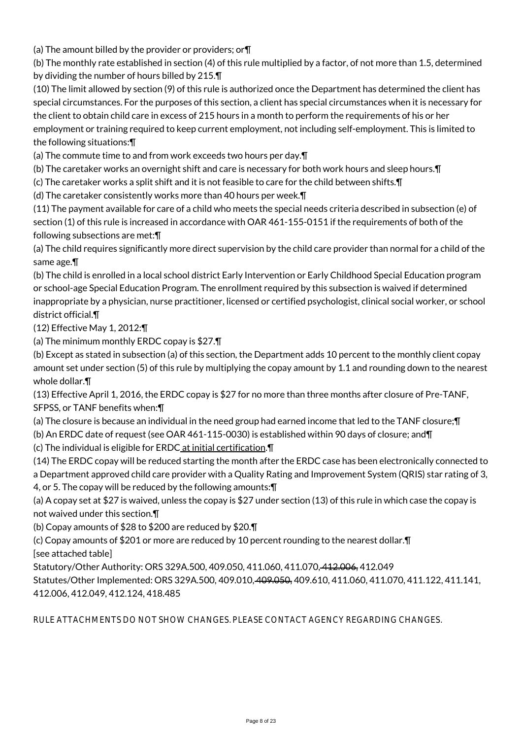(a) The amount billed by the provider or providers; or¶

(b) The monthly rate established in section (4) of this rule multiplied by a factor, of not more than 1.5, determined by dividing the number of hours billed by 215.¶

(10) The limit allowed by section (9) of this rule is authorized once the Department has determined the client has special circumstances. For the purposes of this section, a client has special circumstances when it is necessary for the client to obtain child care in excess of 215 hours in a month to perform the requirements of his or her employment or training required to keep current employment, not including self-employment. This is limited to the following situations:¶

(a) The commute time to and from work exceeds two hours per day.¶

(b) The caretaker works an overnight shift and care is necessary for both work hours and sleep hours.¶

(c) The caretaker works a split shift and it is not feasible to care for the child between shifts.¶

(d) The caretaker consistently works more than 40 hours per week.¶

(11) The payment available for care of a child who meets the special needs criteria described in subsection (e) of section (1) of this rule is increased in accordance with OAR 461-155-0151 if the requirements of both of the following subsections are met:¶

(a) The child requires significantly more direct supervision by the child care provider than normal for a child of the same age.¶

(b) The child is enrolled in a local school district Early Intervention or Early Childhood Special Education program or school-age Special Education Program. The enrollment required by this subsection is waived if determined inappropriate by a physician, nurse practitioner, licensed or certified psychologist, clinical social worker, or school district official.¶

(12) Effective May 1, 2012:¶

(a) The minimum monthly ERDC copay is $27.¶

(b) Except as stated in subsection (a) of this section, the Department adds 10 percent to the monthly client copay amount set under section (5) of this rule by multiplying the copay amount by 1.1 and rounding down to the nearest whole dollar.¶

(13) Effective April 1, 2016, the ERDC copay is $27 for no more than three months after closure of Pre-TANF, SFPSS, or TANF benefits when:¶

(a) The closure is because an individual in the need group had earned income that led to the TANF closure;¶

(b) An ERDC date of request (see OAR 461-115-0030) is established within 90 days of closure; and¶

(c) The individual is eligible for ERDC at initial certification.¶

(14) The ERDC copay will be reduced starting the month after the ERDC case has been electronically connected to a Department approved child care provider with a Quality Rating and Improvement System (QRIS) star rating of 3, 4, or 5. The copay will be reduced by the following amounts:¶

(a) A copay set at $27 is waived, unless the copay is $27 under section (13) of this rule in which case the copay is not waived under this section.¶

(b) Copay amounts of $28 to $200 are reduced by $20.¶

(c) Copay amounts of $201 or more are reduced by 10 percent rounding to the nearest dollar.¶

[see attached table]

Statutory/Other Authority: ORS 329A.500, 409.050, 411.060, 411.070, ~~412.006,~~ 412.049

Statutes/Other Implemented: ORS 329A.500, 409.010, ~~409.050,~~ 409.610, 411.060, 411.070, 411.122, 411.141, 412.006, 412.049, 412.124, 418.485

RULE ATTACHMENTS DO NOT SHOW CHANGES. PLEASE CONTACT AGENCY REGARDING CHANGES.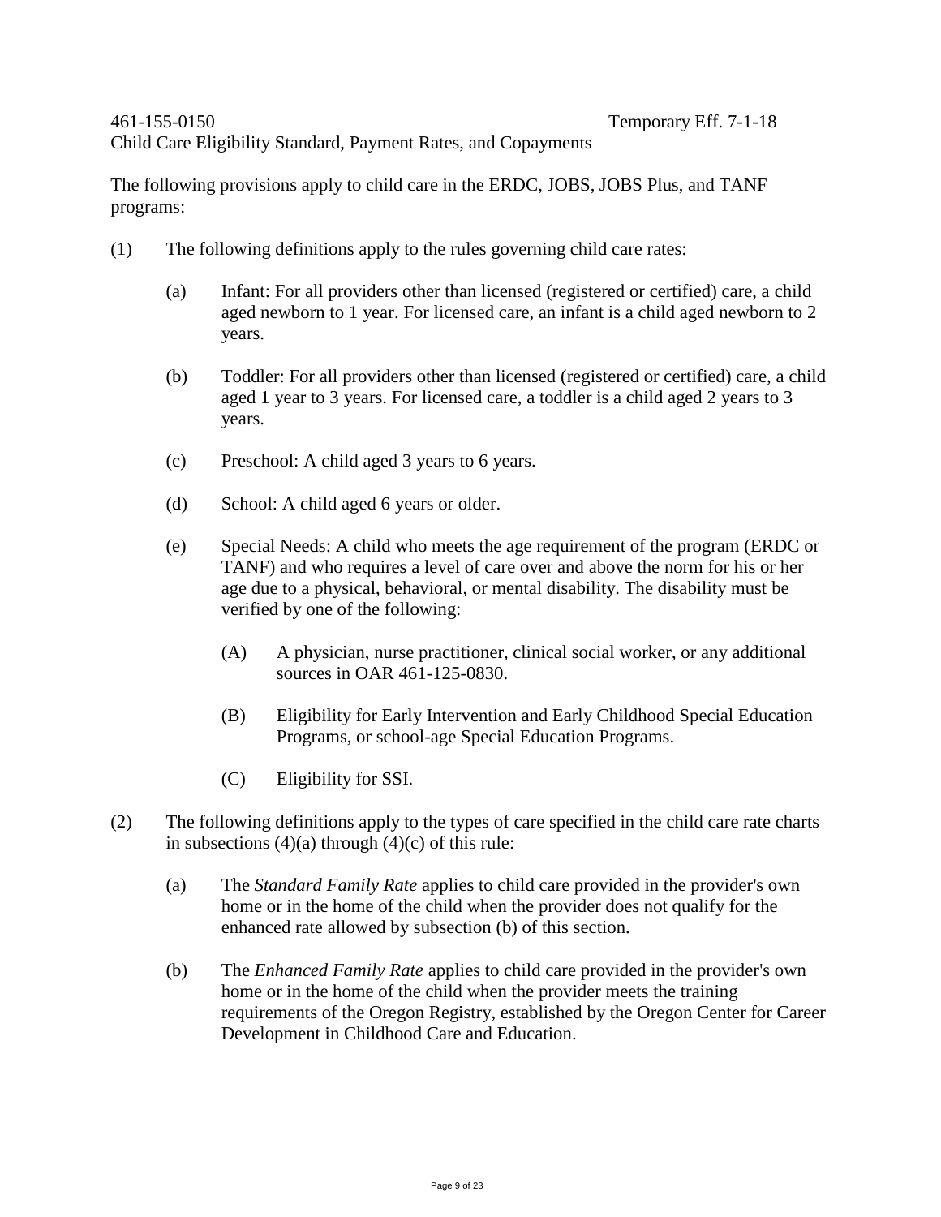461-155-0150 Temporary Eff. 7-1-18

Child Care Eligibility Standard, Payment Rates, and Copayments

The following provisions apply to child care in the ERDC, JOBS, JOBS Plus, and TANF programs:

(1) The following definitions apply to the rules governing child care rates:

(a) Infant: For all providers other than licensed (registered or certified) care, a child aged newborn to 1 year. For licensed care, an infant is a child aged newborn to 2 years.

(b) Toddler: For all providers other than licensed (registered or certified) care, a child aged 1 year to 3 years. For licensed care, a toddler is a child aged 2 years to 3 years.

(c) Preschool: A child aged 3 years to 6 years.

(d) School: A child aged 6 years or older.

(e) Special Needs: A child who meets the age requirement of the program (ERDC or TANF) and who requires a level of care over and above the norm for his or her age due to a physical, behavioral, or mental disability. The disability must be verified by one of the following:

(A) A physician, nurse practitioner, clinical social worker, or any additional sources in OAR 461-125-0830.

(B) Eligibility for Early Intervention and Early Childhood Special Education Programs, or school-age Special Education Programs.

(C) Eligibility for SSI.

(2) The following definitions apply to the types of care specified in the child care rate charts in subsections (4)(a) through (4)(c) of this rule:

(a) The *Standard Family Rate* applies to child care provided in the provider's own home or in the home of the child when the provider does not qualify for the enhanced rate allowed by subsection (b) of this section.

(b) The *Enhanced Family Rate* applies to child care provided in the provider's own home or in the home of the child when the provider meets the training requirements of the Oregon Registry, established by the Oregon Center for Career Development in Childhood Care and Education.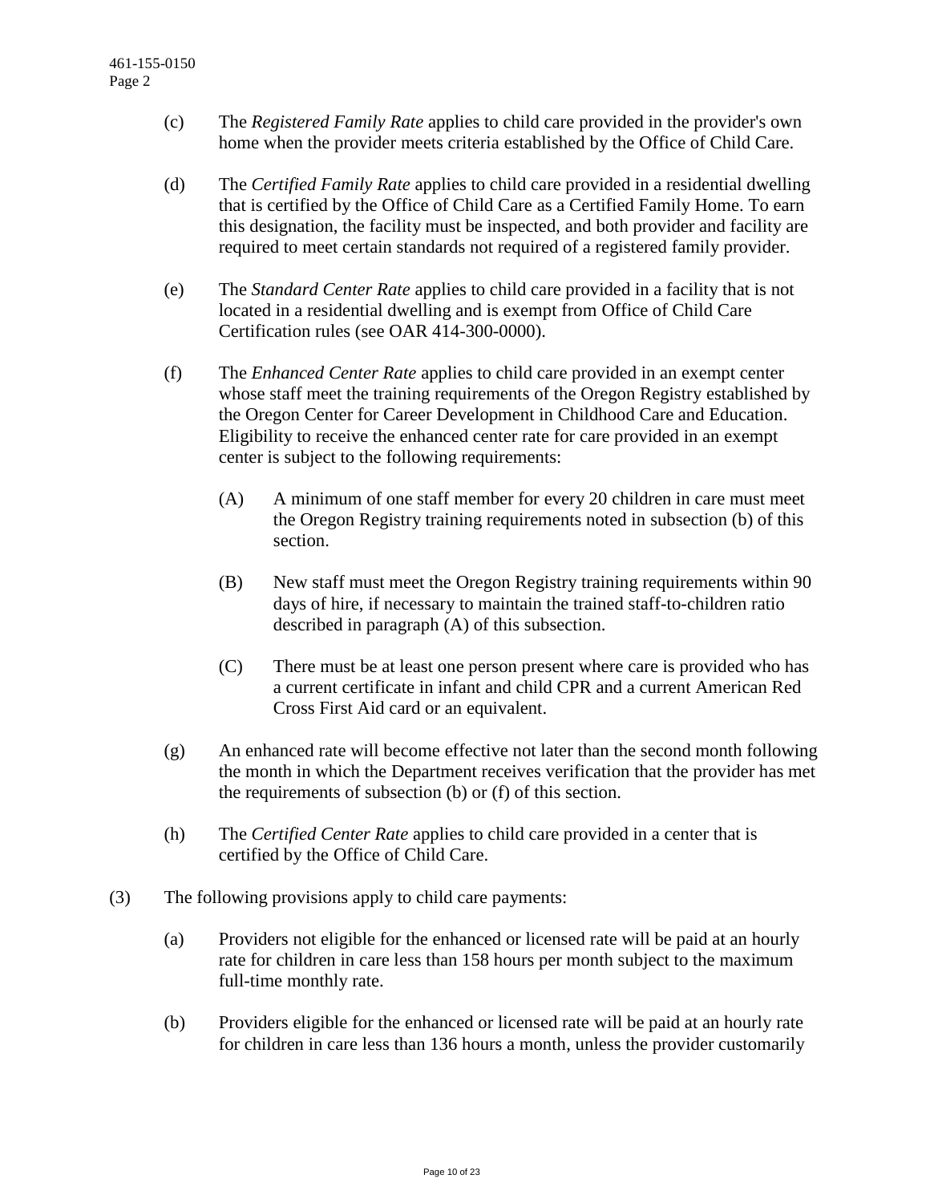(c) The *Registered Family Rate* applies to child care provided in the provider's own home when the provider meets criteria established by the Office of Child Care.

(d) The *Certified Family Rate* applies to child care provided in a residential dwelling that is certified by the Office of Child Care as a Certified Family Home. To earn this designation, the facility must be inspected, and both provider and facility are required to meet certain standards not required of a registered family provider.

(e) The *Standard Center Rate* applies to child care provided in a facility that is not located in a residential dwelling and is exempt from Office of Child Care Certification rules (see OAR 414-300-0000).

(f) The *Enhanced Center Rate* applies to child care provided in an exempt center whose staff meet the training requirements of the Oregon Registry established by the Oregon Center for Career Development in Childhood Care and Education. Eligibility to receive the enhanced center rate for care provided in an exempt center is subject to the following requirements:

   (A) A minimum of one staff member for every 20 children in care must meet the Oregon Registry training requirements noted in subsection (b) of this section.

   (B) New staff must meet the Oregon Registry training requirements within 90 days of hire, if necessary to maintain the trained staff-to-children ratio described in paragraph (A) of this subsection.

   (C) There must be at least one person present where care is provided who has a current certificate in infant and child CPR and a current American Red Cross First Aid card or an equivalent.

(g) An enhanced rate will become effective not later than the second month following the month in which the Department receives verification that the provider has met the requirements of subsection (b) or (f) of this section.

(h) The *Certified Center Rate* applies to child care provided in a center that is certified by the Office of Child Care.

(3) The following provisions apply to child care payments:

(a) Providers not eligible for the enhanced or licensed rate will be paid at an hourly rate for children in care less than 158 hours per month subject to the maximum full-time monthly rate.

(b) Providers eligible for the enhanced or licensed rate will be paid at an hourly rate for children in care less than 136 hours a month, unless the provider customarily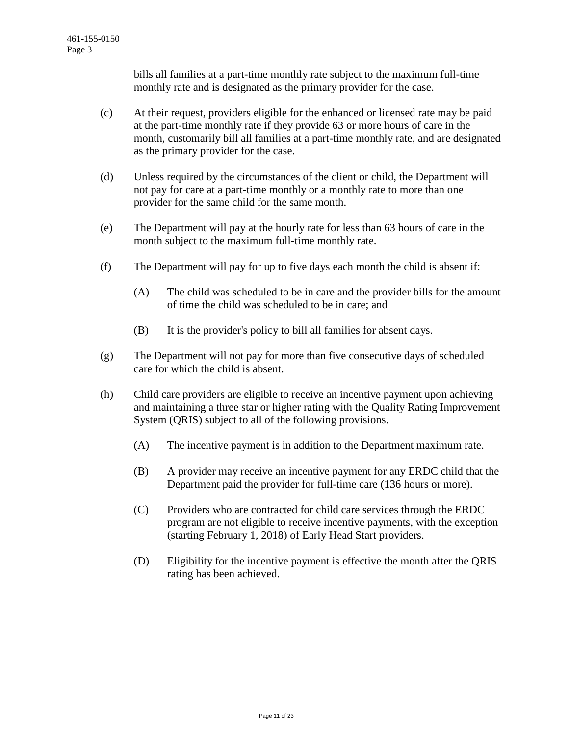bills all families at a part-time monthly rate subject to the maximum full-time monthly rate and is designated as the primary provider for the case.

(c) At their request, providers eligible for the enhanced or licensed rate may be paid at the part-time monthly rate if they provide 63 or more hours of care in the month, customarily bill all families at a part-time monthly rate, and are designated as the primary provider for the case.

(d) Unless required by the circumstances of the client or child, the Department will not pay for care at a part-time monthly or a monthly rate to more than one provider for the same child for the same month.

(e) The Department will pay at the hourly rate for less than 63 hours of care in the month subject to the maximum full-time monthly rate.

(f) The Department will pay for up to five days each month the child is absent if:

> (A) The child was scheduled to be in care and the provider bills for the amount of time the child was scheduled to be in care; and
>
> (B) It is the provider's policy to bill all families for absent days.

(g) The Department will not pay for more than five consecutive days of scheduled care for which the child is absent.

(h) Child care providers are eligible to receive an incentive payment upon achieving and maintaining a three star or higher rating with the Quality Rating Improvement System (QRIS) subject to all of the following provisions.

> (A) The incentive payment is in addition to the Department maximum rate.
>
> (B) A provider may receive an incentive payment for any ERDC child that the Department paid the provider for full-time care (136 hours or more).
>
> (C) Providers who are contracted for child care services through the ERDC program are not eligible to receive incentive payments, with the exception (starting February 1, 2018) of Early Head Start providers.
>
> (D) Eligibility for the incentive payment is effective the month after the QRIS rating has been achieved.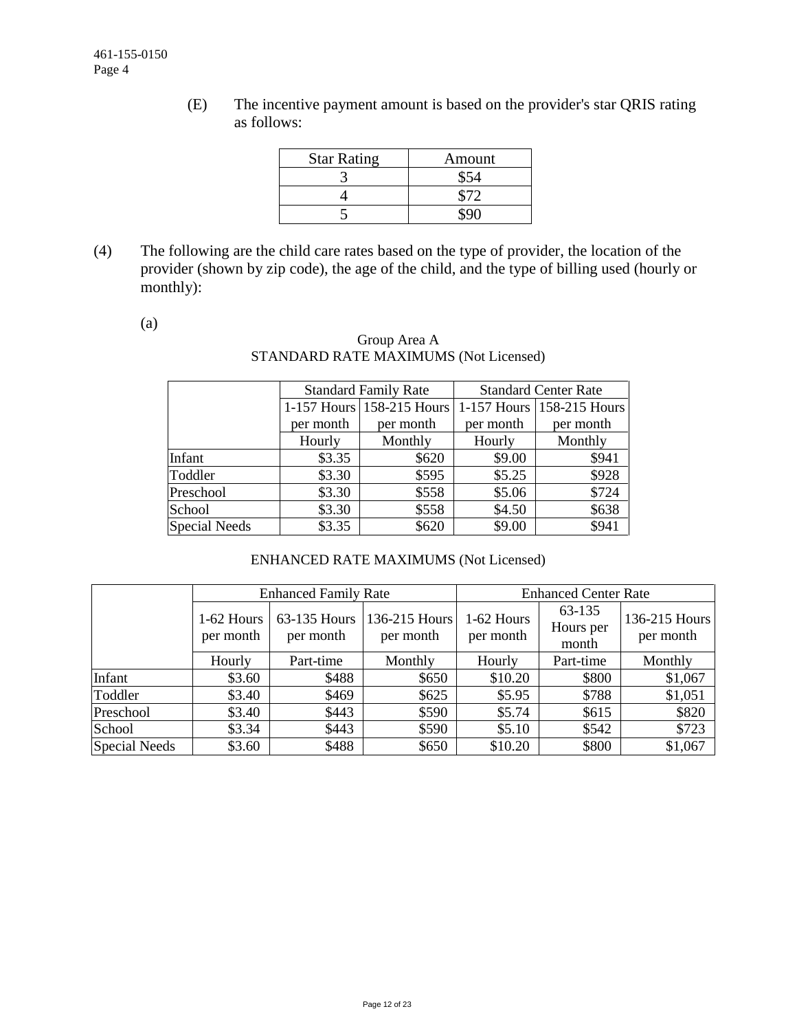(E) The incentive payment amount is based on the provider's star QRIS rating as follows:

| Star Rating | Amount |
|---|---|
| 3 | $54 |
| 4 | $72 |
| 5 | $90 |

(4) The following are the child care rates based on the type of provider, the location of the provider (shown by zip code), the age of the child, and the type of billing used (hourly or monthly):

(a)

Group Area A
STANDARD RATE MAXIMUMS (Not Licensed)

| | Standard Family Rate | | Standard Center Rate | |
|---|---|---|---|---|
| | 1-157 Hours per month | 158-215 Hours per month | 1-157 Hours per month | 158-215 Hours per month |
| | Hourly | Monthly | Hourly | Monthly |
| Infant | $3.35 | $620 | $9.00 | $941 |
| Toddler | $3.30 | $595 | $5.25 | $928 |
| Preschool | $3.30 | $558 | $5.06 | $724 |
| School | $3.30 | $558 | $4.50 | $638 |
| Special Needs | $3.35 | $620 | $9.00 | $941 |

ENHANCED RATE MAXIMUMS (Not Licensed)

| | Enhanced Family Rate | | | Enhanced Center Rate | | |
|---|---|---|---|---|---|---|
| | 1-62 Hours per month | 63-135 Hours per month | 136-215 Hours per month | 1-62 Hours per month | 63-135 Hours per month | 136-215 Hours per month |
| | Hourly | Part-time | Monthly | Hourly | Part-time | Monthly |
| Infant | $3.60 | $488 | $650 | $10.20 | $800 | $1,067 |
| Toddler | $3.40 | $469 | $625 | $5.95 | $788 | $1,051 |
| Preschool | $3.40 | $443 | $590 | $5.74 | $615 | $820 |
| School | $3.34 | $443 | $590 | $5.10 | $542 | $723 |
| Special Needs | $3.60 | $488 | $650 | $10.20 | $800 | $1,067 |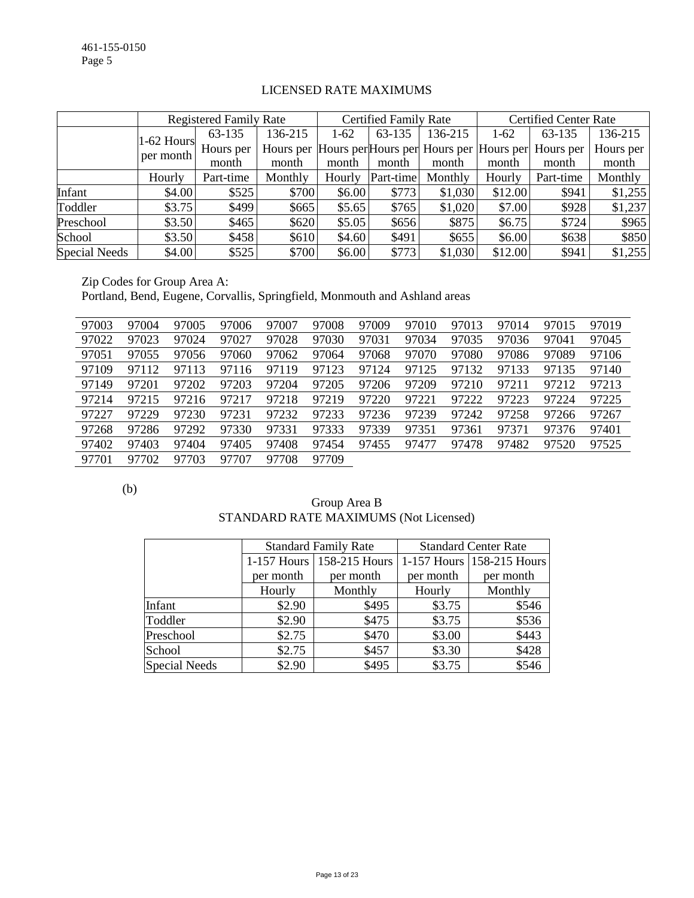### LICENSED RATE MAXIMUMS

| | Registered Family Rate | | | Certified Family Rate | | | Certified Center Rate | | |
|---|---|---|---|---|---|---|---|---|---|
| | 1-62 Hours per month | 63-135 Hours per month | 136-215 Hours per month | 1-62 Hours per month | 63-135 Hours per month | 136-215 Hours per month | 1-62 Hours per month | 63-135 Hours per month | 136-215 Hours per month |
| | Hourly | Part-time | Monthly | Hourly | Part-time | Monthly | Hourly | Part-time | Monthly |
| Infant | $4.00 | $525 | $700 | $6.00 | $773 | $1,030 | $12.00 | $941 | $1,255 |
| Toddler | $3.75 | $499 | $665 | $5.65 | $765 | $1,020 | $7.00 | $928 | $1,237 |
| Preschool | $3.50 | $465 | $620 | $5.05 | $656 | $875 | $6.75 | $724 | $965 |
| School | $3.50 | $458 | $610 | $4.60 | $491 | $655 | $6.00 | $638 | $850 |
| Special Needs | $4.00 | $525 | $700 | $6.00 | $773 | $1,030 | $12.00 | $941 | $1,255 |

Zip Codes for Group Area A:
Portland, Bend, Eugene, Corvallis, Springfield, Monmouth and Ashland areas

| | | | | | | | | | | | |
|---|---|---|---|---|---|---|---|---|---|---|---|
| 97003 | 97004 | 97005 | 97006 | 97007 | 97008 | 97009 | 97010 | 97013 | 97014 | 97015 | 97019 |
| 97022 | 97023 | 97024 | 97027 | 97028 | 97030 | 97031 | 97034 | 97035 | 97036 | 97041 | 97045 |
| 97051 | 97055 | 97056 | 97060 | 97062 | 97064 | 97068 | 97070 | 97080 | 97086 | 97089 | 97106 |
| 97109 | 97112 | 97113 | 97116 | 97119 | 97123 | 97124 | 97125 | 97132 | 97133 | 97135 | 97140 |
| 97149 | 97201 | 97202 | 97203 | 97204 | 97205 | 97206 | 97209 | 97210 | 97211 | 97212 | 97213 |
| 97214 | 97215 | 97216 | 97217 | 97218 | 97219 | 97220 | 97221 | 97222 | 97223 | 97224 | 97225 |
| 97227 | 97229 | 97230 | 97231 | 97232 | 97233 | 97236 | 97239 | 97242 | 97258 | 97266 | 97267 |
| 97268 | 97286 | 97292 | 97330 | 97331 | 97333 | 97339 | 97351 | 97361 | 97371 | 97376 | 97401 |
| 97402 | 97403 | 97404 | 97405 | 97408 | 97454 | 97455 | 97477 | 97478 | 97482 | 97520 | 97525 |
| 97701 | 97702 | 97703 | 97707 | 97708 | 97709 | | | | | | |

(b)

### Group Area B
### STANDARD RATE MAXIMUMS (Not Licensed)

| | Standard Family Rate | | Standard Center Rate | |
|---|---|---|---|---|
| | 1-157 Hours per month | 158-215 Hours per month | 1-157 Hours per month | 158-215 Hours per month |
| | Hourly | Monthly | Hourly | Monthly |
| Infant | $2.90 | $495 | $3.75 | $546 |
| Toddler | $2.90 | $475 | $3.75 | $536 |
| Preschool | $2.75 | $470 | $3.00 | $443 |
| School | $2.75 | $457 | $3.30 | $428 |
| Special Needs | $2.90 | $495 | $3.75 | $546 |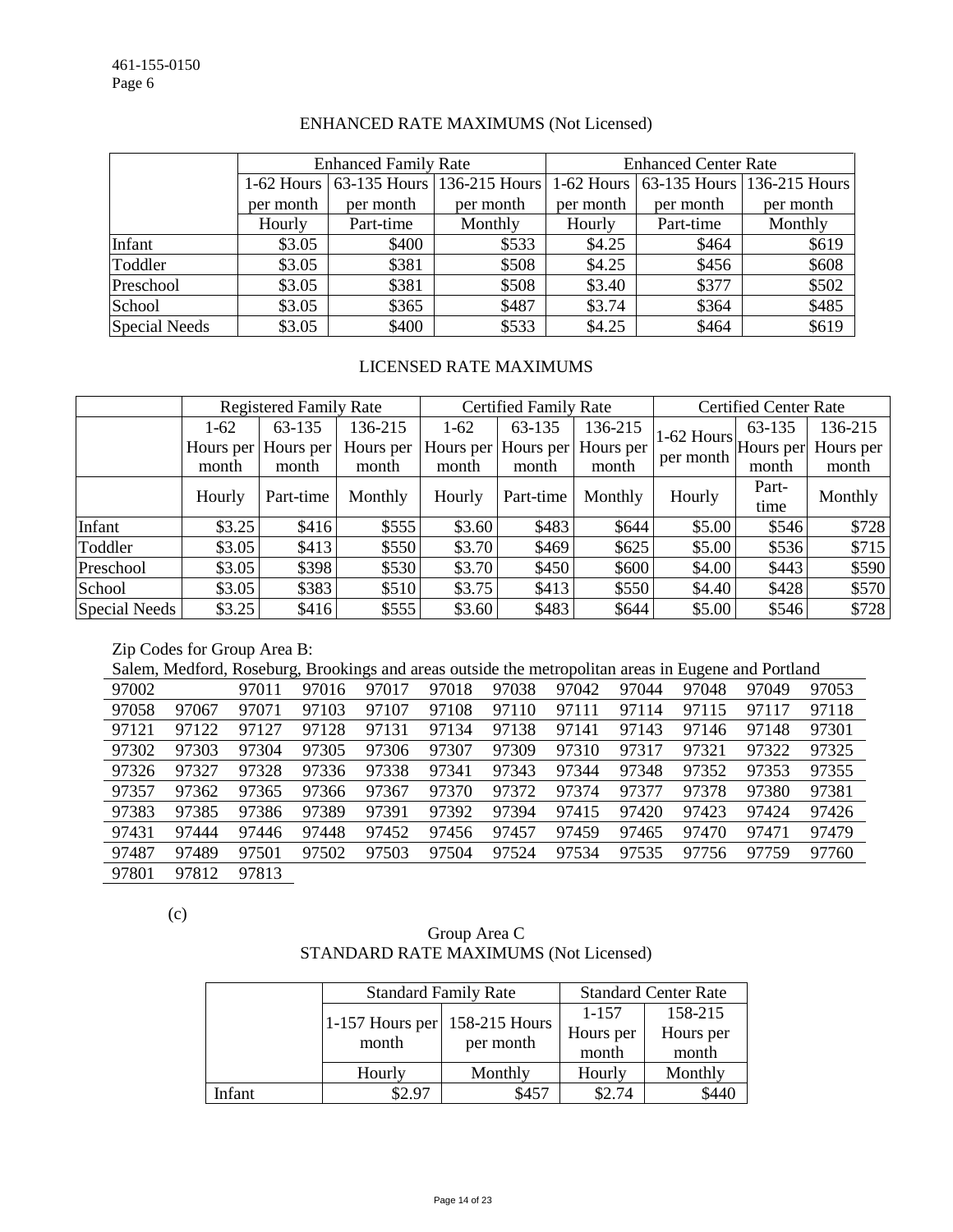## ENHANCED RATE MAXIMUMS (Not Licensed)

| | Enhanced Family Rate | | | Enhanced Center Rate | | |
|---|---|---|---|---|---|---|
| | 1-62 Hours per month | 63-135 Hours per month | 136-215 Hours per month | 1-62 Hours per month | 63-135 Hours per month | 136-215 Hours per month |
| | Hourly | Part-time | Monthly | Hourly | Part-time | Monthly |
| Infant | $3.05 | $400 | $533 | $4.25 | $464 | $619 |
| Toddler | $3.05 | $381 | $508 | $4.25 | $456 | $608 |
| Preschool | $3.05 | $381 | $508 | $3.40 | $377 | $502 |
| School | $3.05 | $365 | $487 | $3.74 | $364 | $485 |
| Special Needs | $3.05 | $400 | $533 | $4.25 | $464 | $619 |

## LICENSED RATE MAXIMUMS

| | Registered Family Rate | | | Certified Family Rate | | | Certified Center Rate | | |
|---|---|---|---|---|---|---|---|---|---|
| | 1-62 Hours per month | 63-135 Hours per month | 136-215 Hours per month | 1-62 Hours per month | 63-135 Hours per month | 136-215 Hours per month | 1-62 Hours per month | 63-135 Hours per month | 136-215 Hours per month |
| | Hourly | Part-time | Monthly | Hourly | Part-time | Monthly | Hourly | Part-time | Monthly |
| Infant | $3.25 | $416 | $555 | $3.60 | $483 | $644 | $5.00 | $546 | $728 |
| Toddler | $3.05 | $413 | $550 | $3.70 | $469 | $625 | $5.00 | $536 | $715 |
| Preschool | $3.05 | $398 | $530 | $3.70 | $450 | $600 | $4.00 | $443 | $590 |
| School | $3.05 | $383 | $510 | $3.75 | $413 | $550 | $4.40 | $428 | $570 |
| Special Needs | $3.25 | $416 | $555 | $3.60 | $483 | $644 | $5.00 | $546 | $728 |

Zip Codes for Group Area B:

Salem, Medford, Roseburg, Brookings and areas outside the metropolitan areas in Eugene and Portland

| | | | | | | | | | | | |
|---|---|---|---|---|---|---|---|---|---|---|---|
| 97002 | | 97011 | 97016 | 97017 | 97018 | 97038 | 97042 | 97044 | 97048 | 97049 | 97053 |
| 97058 | 97067 | 97071 | 97103 | 97107 | 97108 | 97110 | 97111 | 97114 | 97115 | 97117 | 97118 |
| 97121 | 97122 | 97127 | 97128 | 97131 | 97134 | 97138 | 97141 | 97143 | 97146 | 97148 | 97301 |
| 97302 | 97303 | 97304 | 97305 | 97306 | 97307 | 97309 | 97310 | 97317 | 97321 | 97322 | 97325 |
| 97326 | 97327 | 97328 | 97336 | 97338 | 97341 | 97343 | 97344 | 97348 | 97352 | 97353 | 97355 |
| 97357 | 97362 | 97365 | 97366 | 97367 | 97370 | 97372 | 97374 | 97377 | 97378 | 97380 | 97381 |
| 97383 | 97385 | 97386 | 97389 | 97391 | 97392 | 97394 | 97415 | 97420 | 97423 | 97424 | 97426 |
| 97431 | 97444 | 97446 | 97448 | 97452 | 97456 | 97457 | 97459 | 97465 | 97470 | 97471 | 97479 |
| 97487 | 97489 | 97501 | 97502 | 97503 | 97504 | 97524 | 97534 | 97535 | 97756 | 97759 | 97760 |
| 97801 | 97812 | 97813 | | | | | | | | | |

(c)

### Group Area C
### STANDARD RATE MAXIMUMS (Not Licensed)

| | Standard Family Rate | | Standard Center Rate | |
|---|---|---|---|---|
| | 1-157 Hours per month | 158-215 Hours per month | 1-157 Hours per month | 158-215 Hours per month |
| | Hourly | Monthly | Hourly | Monthly |
| Infant | $2.97 | $457 | $2.74 | $440 |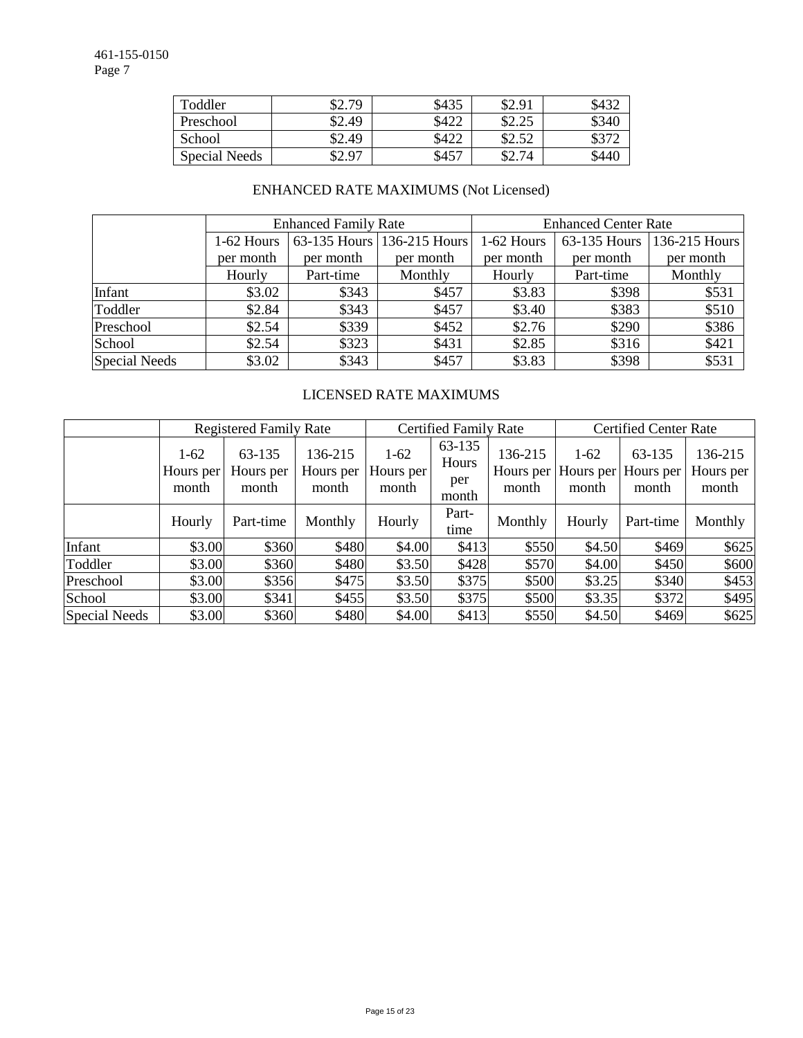| | | | | |
|---|---|---|---|---|
| Toddler | $2.79 | $435 | $2.91 | $432 |
| Preschool | $2.49 | $422 | $2.25 | $340 |
| School | $2.49 | $422 | $2.52 | $372 |
| Special Needs | $2.97 | $457 | $2.74 | $440 |

ENHANCED RATE MAXIMUMS (Not Licensed)

| | Enhanced Family Rate | | | Enhanced Center Rate | | |
|---|---|---|---|---|---|---|
| | 1-62 Hours per month | 63-135 Hours per month | 136-215 Hours per month | 1-62 Hours per month | 63-135 Hours per month | 136-215 Hours per month |
| | Hourly | Part-time | Monthly | Hourly | Part-time | Monthly |
| Infant | $3.02 | $343 | $457 | $3.83 | $398 | $531 |
| Toddler | $2.84 | $343 | $457 | $3.40 | $383 | $510 |
| Preschool | $2.54 | $339 | $452 | $2.76 | $290 | $386 |
| School | $2.54 | $323 | $431 | $2.85 | $316 | $421 |
| Special Needs | $3.02 | $343 | $457 | $3.83 | $398 | $531 |

LICENSED RATE MAXIMUMS

| | Registered Family Rate | | | Certified Family Rate | | | Certified Center Rate | | |
|---|---|---|---|---|---|---|---|---|---|
| | 1-62 Hours per month | 63-135 Hours per month | 136-215 Hours per month | 1-62 Hours per month | 63-135 Hours per month | 136-215 Hours per month | 1-62 Hours per month | 63-135 Hours per month | 136-215 Hours per month |
| | Hourly | Part-time | Monthly | Hourly | Part-time | Monthly | Hourly | Part-time | Monthly |
| Infant | $3.00 | $360 | $480 | $4.00 | $413 | $550 | $4.50 | $469 | $625 |
| Toddler | $3.00 | $360 | $480 | $3.50 | $428 | $570 | $4.00 | $450 | $600 |
| Preschool | $3.00 | $356 | $475 | $3.50 | $375 | $500 | $3.25 | $340 | $453 |
| School | $3.00 | $341 | $455 | $3.50 | $375 | $500 | $3.35 | $372 | $495 |
| Special Needs | $3.00 | $360 | $480 | $4.00 | $413 | $550 | $4.50 | $469 | $625 |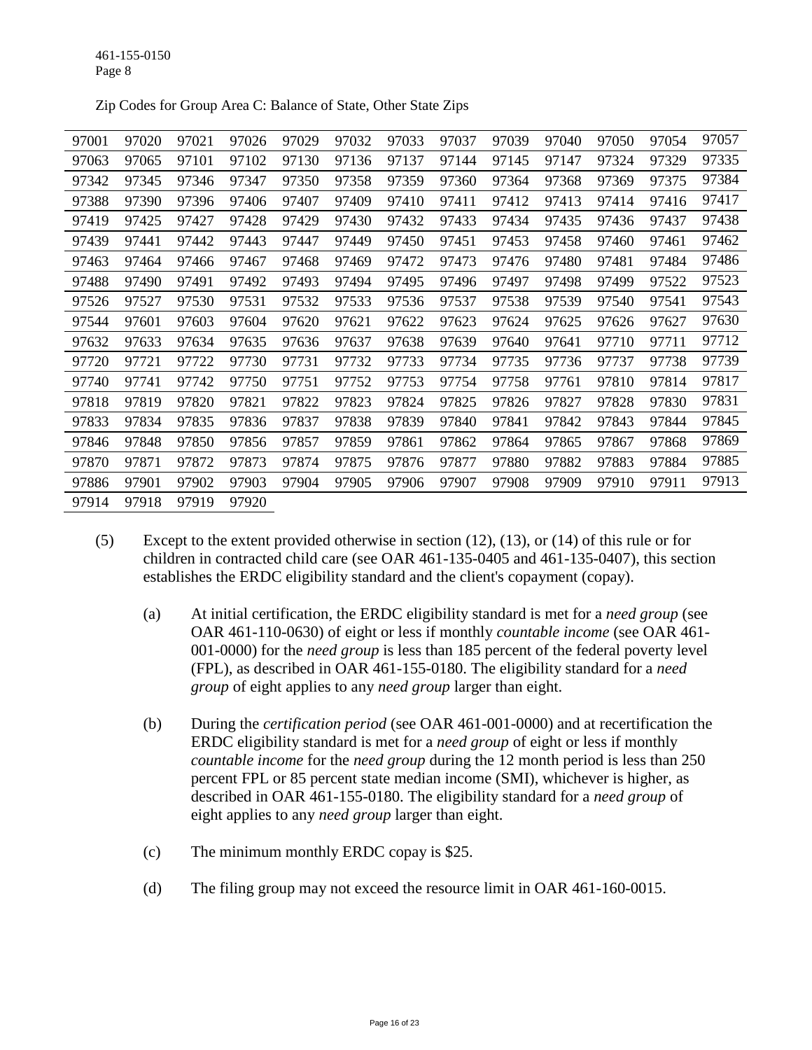Zip Codes for Group Area C: Balance of State, Other State Zips

| | | | | | | | | | | | | |
|---|---|---|---|---|---|---|---|---|---|---|---|---|
| 97001 | 97020 | 97021 | 97026 | 97029 | 97032 | 97033 | 97037 | 97039 | 97040 | 97050 | 97054 | 97057 |
| 97063 | 97065 | 97101 | 97102 | 97130 | 97136 | 97137 | 97144 | 97145 | 97147 | 97324 | 97329 | 97335 |
| 97342 | 97345 | 97346 | 97347 | 97350 | 97358 | 97359 | 97360 | 97364 | 97368 | 97369 | 97375 | 97384 |
| 97388 | 97390 | 97396 | 97406 | 97407 | 97409 | 97410 | 97411 | 97412 | 97413 | 97414 | 97416 | 97417 |
| 97419 | 97425 | 97427 | 97428 | 97429 | 97430 | 97432 | 97433 | 97434 | 97435 | 97436 | 97437 | 97438 |
| 97439 | 97441 | 97442 | 97443 | 97447 | 97449 | 97450 | 97451 | 97453 | 97458 | 97460 | 97461 | 97462 |
| 97463 | 97464 | 97466 | 97467 | 97468 | 97469 | 97472 | 97473 | 97476 | 97480 | 97481 | 97484 | 97486 |
| 97488 | 97490 | 97491 | 97492 | 97493 | 97494 | 97495 | 97496 | 97497 | 97498 | 97499 | 97522 | 97523 |
| 97526 | 97527 | 97530 | 97531 | 97532 | 97533 | 97536 | 97537 | 97538 | 97539 | 97540 | 97541 | 97543 |
| 97544 | 97601 | 97603 | 97604 | 97620 | 97621 | 97622 | 97623 | 97624 | 97625 | 97626 | 97627 | 97630 |
| 97632 | 97633 | 97634 | 97635 | 97636 | 97637 | 97638 | 97639 | 97640 | 97641 | 97710 | 97711 | 97712 |
| 97720 | 97721 | 97722 | 97730 | 97731 | 97732 | 97733 | 97734 | 97735 | 97736 | 97737 | 97738 | 97739 |
| 97740 | 97741 | 97742 | 97750 | 97751 | 97752 | 97753 | 97754 | 97758 | 97761 | 97810 | 97814 | 97817 |
| 97818 | 97819 | 97820 | 97821 | 97822 | 97823 | 97824 | 97825 | 97826 | 97827 | 97828 | 97830 | 97831 |
| 97833 | 97834 | 97835 | 97836 | 97837 | 97838 | 97839 | 97840 | 97841 | 97842 | 97843 | 97844 | 97845 |
| 97846 | 97848 | 97850 | 97856 | 97857 | 97859 | 97861 | 97862 | 97864 | 97865 | 97867 | 97868 | 97869 |
| 97870 | 97871 | 97872 | 97873 | 97874 | 97875 | 97876 | 97877 | 97880 | 97882 | 97883 | 97884 | 97885 |
| 97886 | 97901 | 97902 | 97903 | 97904 | 97905 | 97906 | 97907 | 97908 | 97909 | 97910 | 97911 | 97913 |
| 97914 | 97918 | 97919 | 97920 | | | | | | | | | |

(5) Except to the extent provided otherwise in section (12), (13), or (14) of this rule or for children in contracted child care (see OAR 461-135-0405 and 461-135-0407), this section establishes the ERDC eligibility standard and the client's copayment (copay).

(a) At initial certification, the ERDC eligibility standard is met for a *need group* (see OAR 461-110-0630) of eight or less if monthly *countable income* (see OAR 461-001-0000) for the *need group* is less than 185 percent of the federal poverty level (FPL), as described in OAR 461-155-0180. The eligibility standard for a *need group* of eight applies to any *need group* larger than eight.

(b) During the *certification period* (see OAR 461-001-0000) and at recertification the ERDC eligibility standard is met for a *need group* of eight or less if monthly *countable income* for the *need group* during the 12 month period is less than 250 percent FPL or 85 percent state median income (SMI), whichever is higher, as described in OAR 461-155-0180. The eligibility standard for a *need group* of eight applies to any *need group* larger than eight.

(c) The minimum monthly ERDC copay is $25.

(d) The filing group may not exceed the resource limit in OAR 461-160-0015.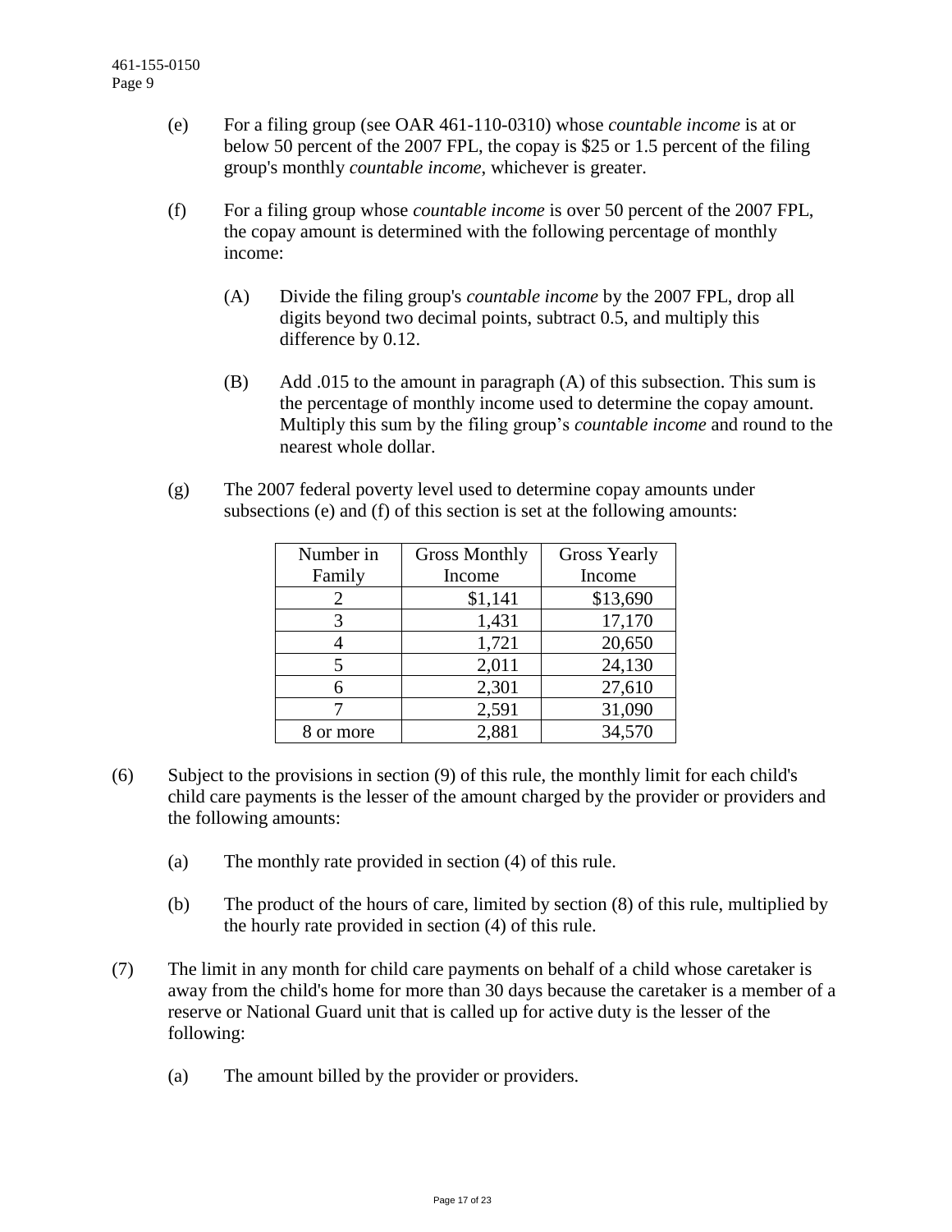(e) For a filing group (see OAR 461-110-0310) whose *countable income* is at or below 50 percent of the 2007 FPL, the copay is $25 or 1.5 percent of the filing group's monthly *countable income*, whichever is greater.

(f) For a filing group whose *countable income* is over 50 percent of the 2007 FPL, the copay amount is determined with the following percentage of monthly income:

(A) Divide the filing group's *countable income* by the 2007 FPL, drop all digits beyond two decimal points, subtract 0.5, and multiply this difference by 0.12.

(B) Add .015 to the amount in paragraph (A) of this subsection. This sum is the percentage of monthly income used to determine the copay amount. Multiply this sum by the filing group's *countable income* and round to the nearest whole dollar.

(g) The 2007 federal poverty level used to determine copay amounts under subsections (e) and (f) of this section is set at the following amounts:

| Number in Family | Gross Monthly Income | Gross Yearly Income |
|---|---|---|
| 2 | $1,141 | $13,690 |
| 3 | 1,431 | 17,170 |
| 4 | 1,721 | 20,650 |
| 5 | 2,011 | 24,130 |
| 6 | 2,301 | 27,610 |
| 7 | 2,591 | 31,090 |
| 8 or more | 2,881 | 34,570 |

(6) Subject to the provisions in section (9) of this rule, the monthly limit for each child's child care payments is the lesser of the amount charged by the provider or providers and the following amounts:

(a) The monthly rate provided in section (4) of this rule.

(b) The product of the hours of care, limited by section (8) of this rule, multiplied by the hourly rate provided in section (4) of this rule.

(7) The limit in any month for child care payments on behalf of a child whose caretaker is away from the child's home for more than 30 days because the caretaker is a member of a reserve or National Guard unit that is called up for active duty is the lesser of the following:

(a) The amount billed by the provider or providers.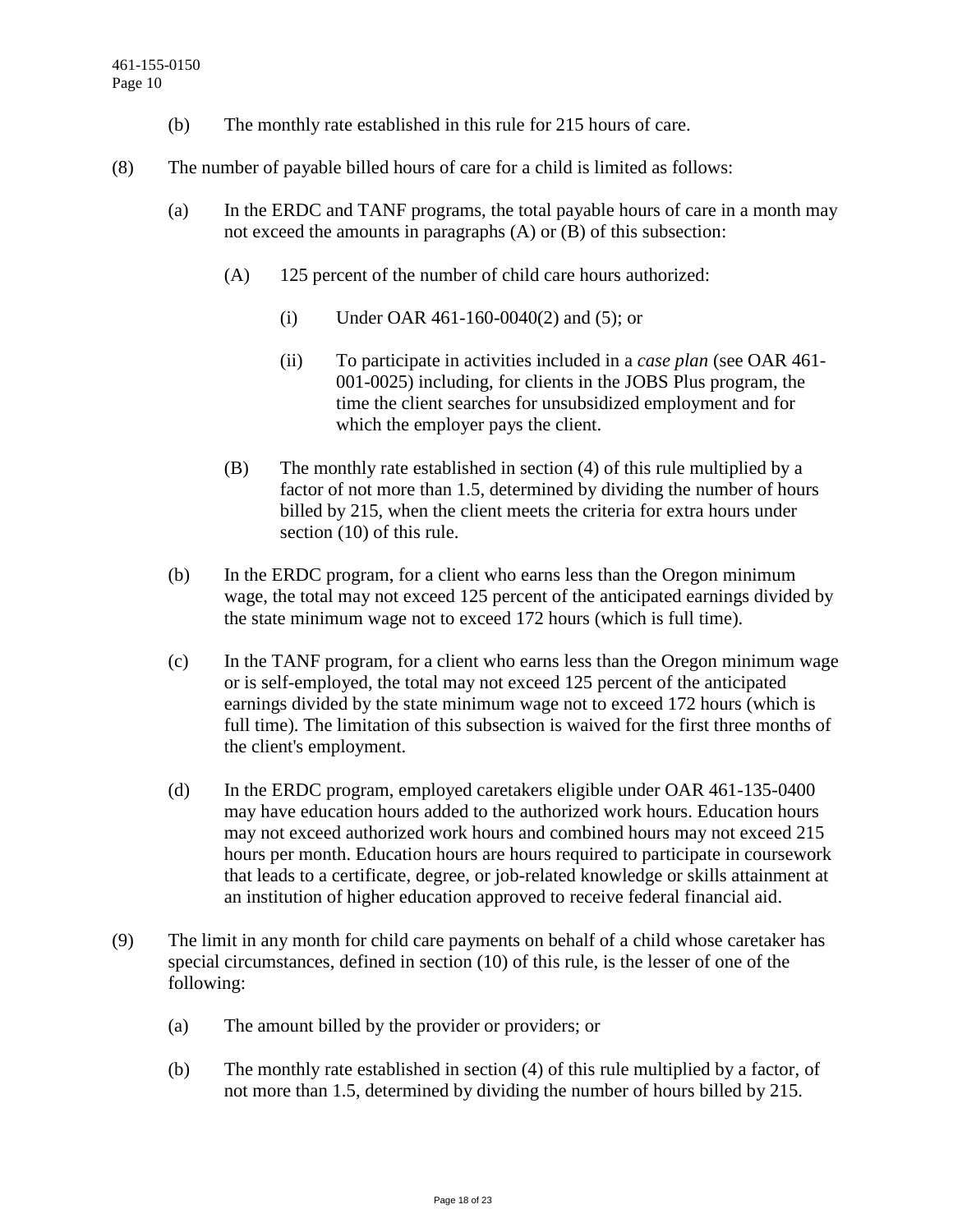(b) The monthly rate established in this rule for 215 hours of care.

(8) The number of payable billed hours of care for a child is limited as follows:

(a) In the ERDC and TANF programs, the total payable hours of care in a month may not exceed the amounts in paragraphs (A) or (B) of this subsection:

(A) 125 percent of the number of child care hours authorized:

(i) Under OAR 461-160-0040(2) and (5); or

(ii) To participate in activities included in a *case plan* (see OAR 461-001-0025) including, for clients in the JOBS Plus program, the time the client searches for unsubsidized employment and for which the employer pays the client.

(B) The monthly rate established in section (4) of this rule multiplied by a factor of not more than 1.5, determined by dividing the number of hours billed by 215, when the client meets the criteria for extra hours under section (10) of this rule.

(b) In the ERDC program, for a client who earns less than the Oregon minimum wage, the total may not exceed 125 percent of the anticipated earnings divided by the state minimum wage not to exceed 172 hours (which is full time).

(c) In the TANF program, for a client who earns less than the Oregon minimum wage or is self-employed, the total may not exceed 125 percent of the anticipated earnings divided by the state minimum wage not to exceed 172 hours (which is full time). The limitation of this subsection is waived for the first three months of the client's employment.

(d) In the ERDC program, employed caretakers eligible under OAR 461-135-0400 may have education hours added to the authorized work hours. Education hours may not exceed authorized work hours and combined hours may not exceed 215 hours per month. Education hours are hours required to participate in coursework that leads to a certificate, degree, or job-related knowledge or skills attainment at an institution of higher education approved to receive federal financial aid.

(9) The limit in any month for child care payments on behalf of a child whose caretaker has special circumstances, defined in section (10) of this rule, is the lesser of one of the following:

(a) The amount billed by the provider or providers; or

(b) The monthly rate established in section (4) of this rule multiplied by a factor, of not more than 1.5, determined by dividing the number of hours billed by 215.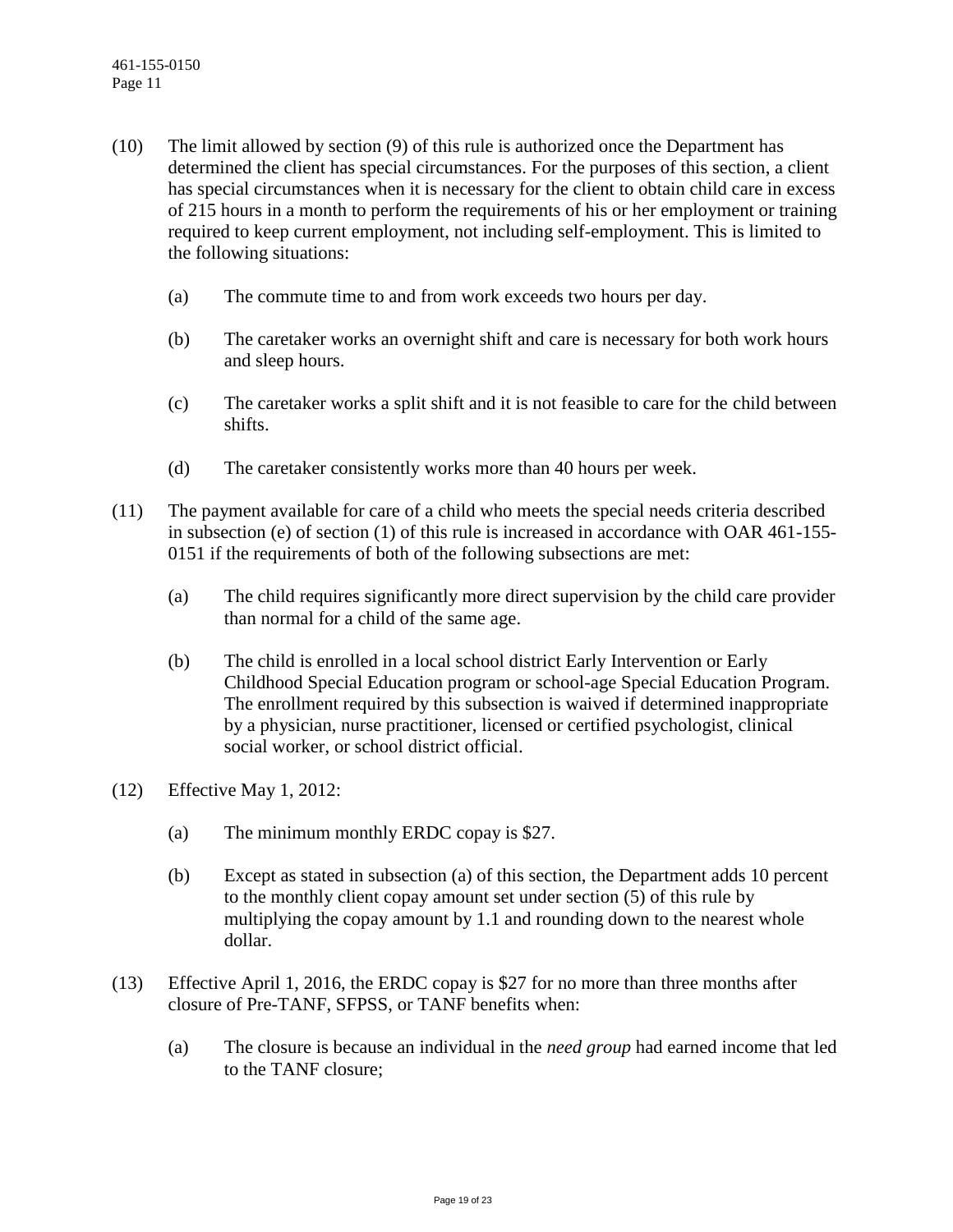(10) The limit allowed by section (9) of this rule is authorized once the Department has determined the client has special circumstances. For the purposes of this section, a client has special circumstances when it is necessary for the client to obtain child care in excess of 215 hours in a month to perform the requirements of his or her employment or training required to keep current employment, not including self-employment. This is limited to the following situations:

    (a) The commute time to and from work exceeds two hours per day.

    (b) The caretaker works an overnight shift and care is necessary for both work hours and sleep hours.

    (c) The caretaker works a split shift and it is not feasible to care for the child between shifts.

    (d) The caretaker consistently works more than 40 hours per week.

(11) The payment available for care of a child who meets the special needs criteria described in subsection (e) of section (1) of this rule is increased in accordance with OAR 461-155-0151 if the requirements of both of the following subsections are met:

    (a) The child requires significantly more direct supervision by the child care provider than normal for a child of the same age.

    (b) The child is enrolled in a local school district Early Intervention or Early Childhood Special Education program or school-age Special Education Program. The enrollment required by this subsection is waived if determined inappropriate by a physician, nurse practitioner, licensed or certified psychologist, clinical social worker, or school district official.

(12) Effective May 1, 2012:

    (a) The minimum monthly ERDC copay is $27.

    (b) Except as stated in subsection (a) of this section, the Department adds 10 percent to the monthly client copay amount set under section (5) of this rule by multiplying the copay amount by 1.1 and rounding down to the nearest whole dollar.

(13) Effective April 1, 2016, the ERDC copay is $27 for no more than three months after closure of Pre-TANF, SFPSS, or TANF benefits when:

    (a) The closure is because an individual in the *need group* had earned income that led to the TANF closure;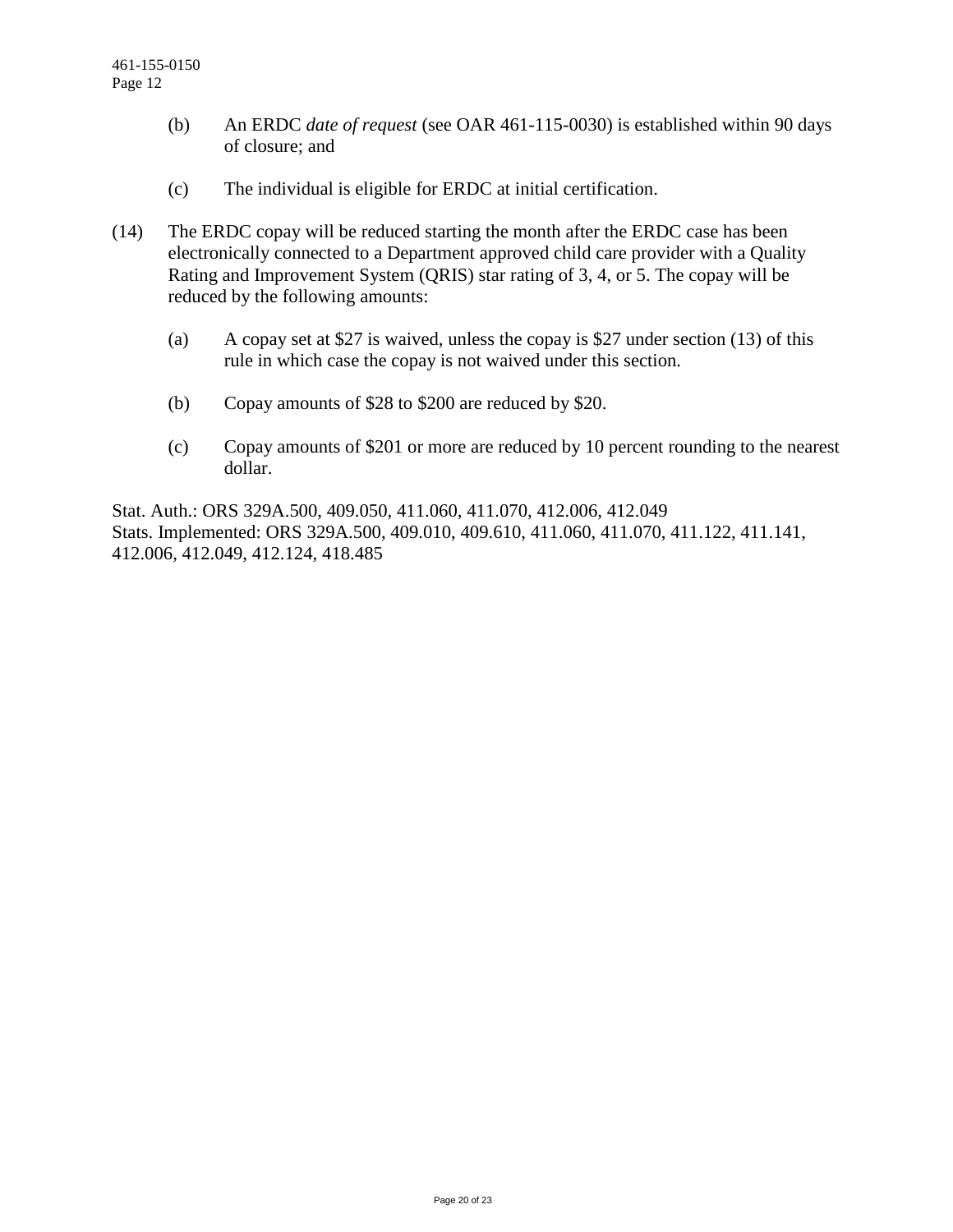(b) An ERDC *date of request* (see OAR 461-115-0030) is established within 90 days of closure; and

(c) The individual is eligible for ERDC at initial certification.

(14) The ERDC copay will be reduced starting the month after the ERDC case has been electronically connected to a Department approved child care provider with a Quality Rating and Improvement System (QRIS) star rating of 3, 4, or 5. The copay will be reduced by the following amounts:

(a) A copay set at $27 is waived, unless the copay is $27 under section (13) of this rule in which case the copay is not waived under this section.

(b) Copay amounts of $28 to $200 are reduced by $20.

(c) Copay amounts of $201 or more are reduced by 10 percent rounding to the nearest dollar.

Stat. Auth.: ORS 329A.500, 409.050, 411.060, 411.070, 412.006, 412.049
Stats. Implemented: ORS 329A.500, 409.010, 409.610, 411.060, 411.070, 411.122, 411.141, 412.006, 412.049, 412.124, 418.485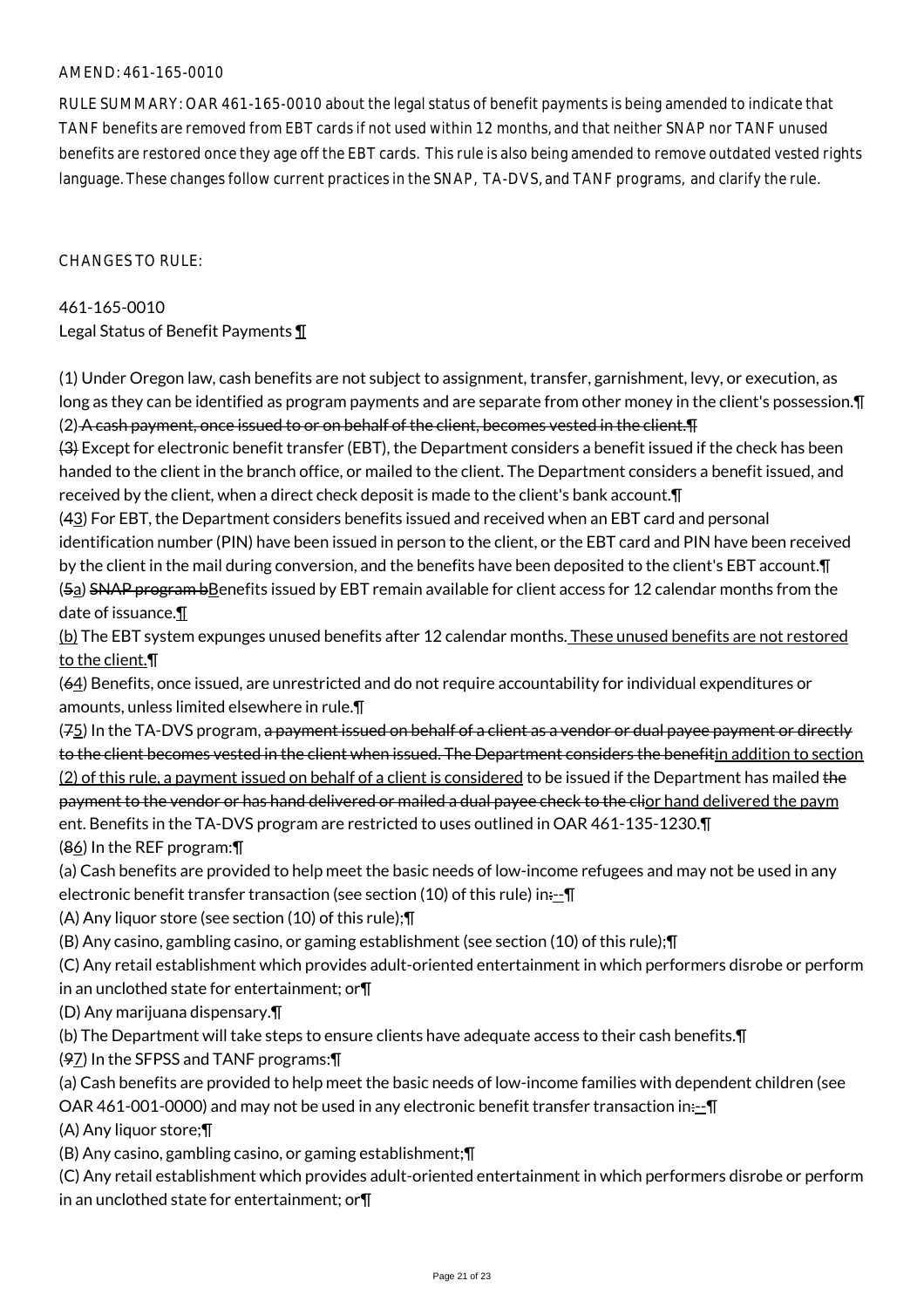AMEND: 461-165-0010

RULE SUMMARY: OAR 461-165-0010 about the legal status of benefit payments is being amended to indicate that TANF benefits are removed from EBT cards if not used within 12 months, and that neither SNAP nor TANF unused benefits are restored once they age off the EBT cards. This rule is also being amended to remove outdated vested rights language. These changes follow current practices in the SNAP, TA-DVS, and TANF programs, and clarify the rule.

CHANGES TO RULE:

461-165-0010
Legal Status of Benefit Payments <u>¶</u>

(1) Under Oregon law, cash benefits are not subject to assignment, transfer, garnishment, levy, or execution, as long as they can be identified as program payments and are separate from other money in the client's possession.¶
(2) ~~A cash payment, once issued to or on behalf of the client, becomes vested in the client.¶~~
~~(3)~~ Except for electronic benefit transfer (EBT), the Department considers a benefit issued if the check has been handed to the client in the branch office, or mailed to the client. The Department considers a benefit issued, and received by the client, when a direct check deposit is made to the client's bank account.¶
(~~4~~<u>3</u>) For EBT, the Department considers benefits issued and received when an EBT card and personal identification number (PIN) have been issued in person to the client, or the EBT card and PIN have been received by the client in the mail during conversion, and the benefits have been deposited to the client's EBT account.¶
(~~5~~<u>a</u>) ~~SNAP program b~~<u>B</u>enefits issued by EBT remain available for client access for 12 calendar months from the date of issuance.<u>¶</u>
<u>(b)</u> The EBT system expunges unused benefits after 12 calendar months.<u> These unused benefits are not restored to the client.</u>¶
(~~6~~<u>4</u>) Benefits, once issued, are unrestricted and do not require accountability for individual expenditures or amounts, unless limited elsewhere in rule.¶
(~~7~~<u>5</u>) In the TA-DVS program, ~~a payment issued on behalf of a client as a vendor or dual payee payment or directly to the client becomes vested in the client when issued. The Department considers the benefit~~<u>in addition to section (2) of this rule, a payment issued on behalf of a client is considered</u> to be issued if the Department has mailed ~~the payment to the vendor or has hand delivered or mailed a dual payee check to the cli~~<u>or hand delivered the paym</u>ent. Benefits in the TA-DVS program are restricted to uses outlined in OAR 461-135-1230.¶
(~~8~~<u>6</u>) In the REF program:¶
(a) Cash benefits are provided to help meet the basic needs of low-income refugees and may not be used in any electronic benefit transfer transaction (see section (10) of this rule) in~~:~~<u>--</u>¶
(A) Any liquor store (see section (10) of this rule);¶
(B) Any casino, gambling casino, or gaming establishment (see section (10) of this rule);¶
(C) Any retail establishment which provides adult-oriented entertainment in which performers disrobe or perform in an unclothed state for entertainment; or¶
(D) Any marijuana dispensary.¶
(b) The Department will take steps to ensure clients have adequate access to their cash benefits.¶
(~~9~~<u>7</u>) In the SFPSS and TANF programs:¶
(a) Cash benefits are provided to help meet the basic needs of low-income families with dependent children (see OAR 461-001-0000) and may not be used in any electronic benefit transfer transaction in~~:~~<u>--</u>¶
(A) Any liquor store;¶
(B) Any casino, gambling casino, or gaming establishment;¶
(C) Any retail establishment which provides adult-oriented entertainment in which performers disrobe or perform in an unclothed state for entertainment; or¶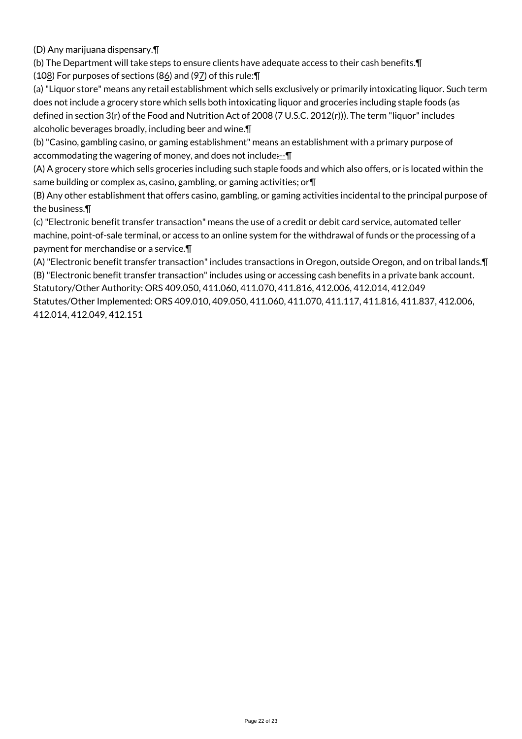(D) Any marijuana dispensary.¶

(b) The Department will take steps to ensure clients have adequate access to their cash benefits.¶

(~~10~~8) For purposes of sections (~~8~~6) and (~~9~~7) of this rule:¶

(a) "Liquor store" means any retail establishment which sells exclusively or primarily intoxicating liquor. Such term does not include a grocery store which sells both intoxicating liquor and groceries including staple foods (as defined in section 3(r) of the Food and Nutrition Act of 2008 (7 U.S.C. 2012(r))). The term "liquor" includes alcoholic beverages broadly, including beer and wine.¶

(b) "Casino, gambling casino, or gaming establishment" means an establishment with a primary purpose of accommodating the wagering of money, and does not include~~:~~--¶

(A) A grocery store which sells groceries including such staple foods and which also offers, or is located within the same building or complex as, casino, gambling, or gaming activities; or¶

(B) Any other establishment that offers casino, gambling, or gaming activities incidental to the principal purpose of the business.¶

(c) "Electronic benefit transfer transaction" means the use of a credit or debit card service, automated teller machine, point-of-sale terminal, or access to an online system for the withdrawal of funds or the processing of a payment for merchandise or a service.¶

(A) "Electronic benefit transfer transaction" includes transactions in Oregon, outside Oregon, and on tribal lands.¶

(B) "Electronic benefit transfer transaction" includes using or accessing cash benefits in a private bank account.

Statutory/Other Authority: ORS 409.050, 411.060, 411.070, 411.816, 412.006, 412.014, 412.049

Statutes/Other Implemented: ORS 409.010, 409.050, 411.060, 411.070, 411.117, 411.816, 411.837, 412.006, 412.014, 412.049, 412.151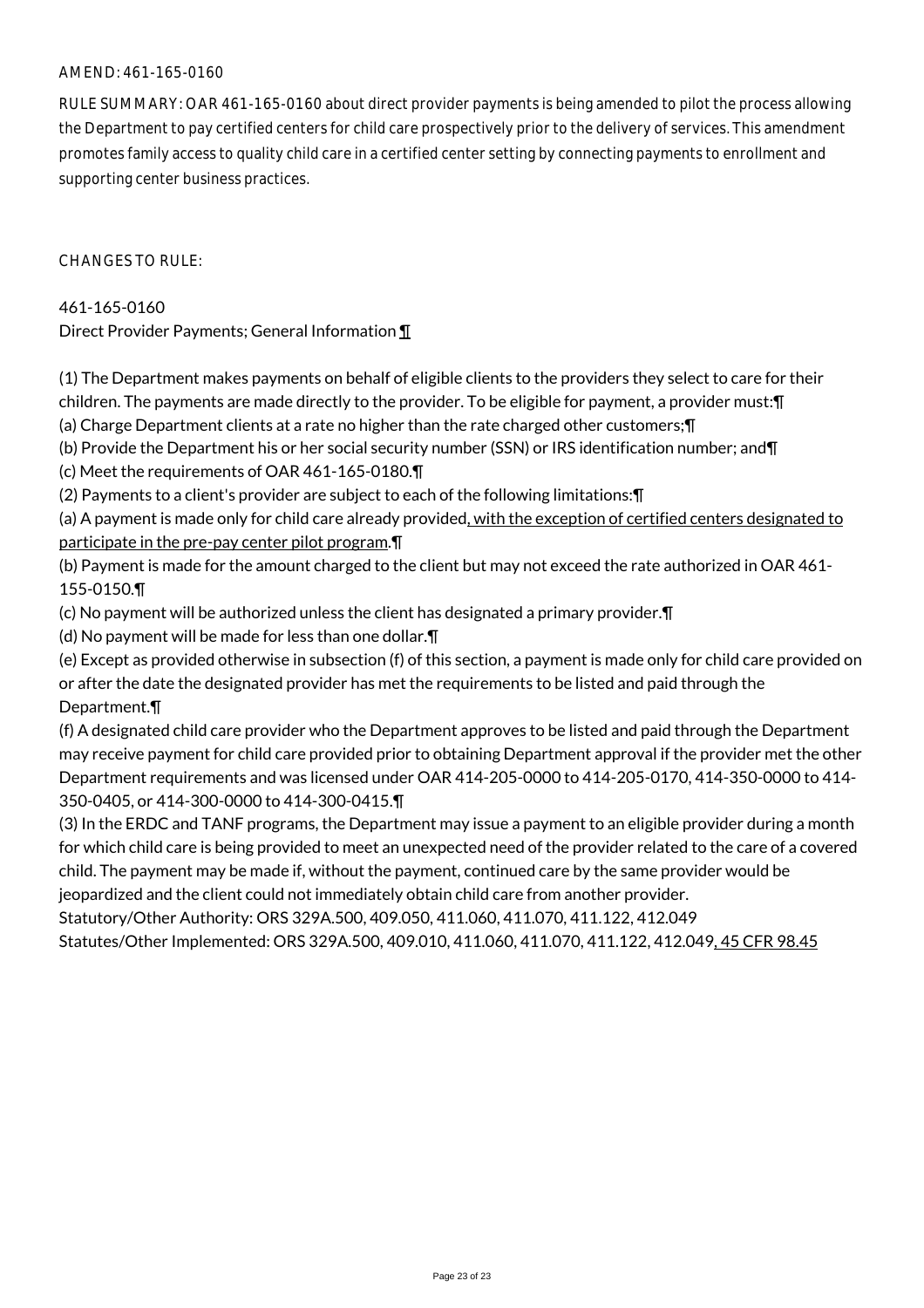AMEND: 461-165-0160

RULE SUMMARY: OAR 461-165-0160 about direct provider payments is being amended to pilot the process allowing the Department to pay certified centers for child care prospectively prior to the delivery of services. This amendment promotes family access to quality child care in a certified center setting by connecting payments to enrollment and supporting center business practices.

CHANGES TO RULE:

461-165-0160
Direct Provider Payments; General Information ¶

(1) The Department makes payments on behalf of eligible clients to the providers they select to care for their children. The payments are made directly to the provider. To be eligible for payment, a provider must:¶
(a) Charge Department clients at a rate no higher than the rate charged other customers;¶
(b) Provide the Department his or her social security number (SSN) or IRS identification number; and¶
(c) Meet the requirements of OAR 461-165-0180.¶
(2) Payments to a client's provider are subject to each of the following limitations:¶
(a) A payment is made only for child care already provided, with the exception of certified centers designated to participate in the pre-pay center pilot program.¶
(b) Payment is made for the amount charged to the client but may not exceed the rate authorized in OAR 461-155-0150.¶
(c) No payment will be authorized unless the client has designated a primary provider.¶
(d) No payment will be made for less than one dollar.¶
(e) Except as provided otherwise in subsection (f) of this section, a payment is made only for child care provided on or after the date the designated provider has met the requirements to be listed and paid through the Department.¶
(f) A designated child care provider who the Department approves to be listed and paid through the Department may receive payment for child care provided prior to obtaining Department approval if the provider met the other Department requirements and was licensed under OAR 414-205-0000 to 414-205-0170, 414-350-0000 to 414-350-0405, or 414-300-0000 to 414-300-0415.¶
(3) In the ERDC and TANF programs, the Department may issue a payment to an eligible provider during a month for which child care is being provided to meet an unexpected need of the provider related to the care of a covered child. The payment may be made if, without the payment, continued care by the same provider would be jeopardized and the client could not immediately obtain child care from another provider.
Statutory/Other Authority: ORS 329A.500, 409.050, 411.060, 411.070, 411.122, 412.049
Statutes/Other Implemented: ORS 329A.500, 409.010, 411.060, 411.070, 411.122, 412.049, 45 CFR 98.45